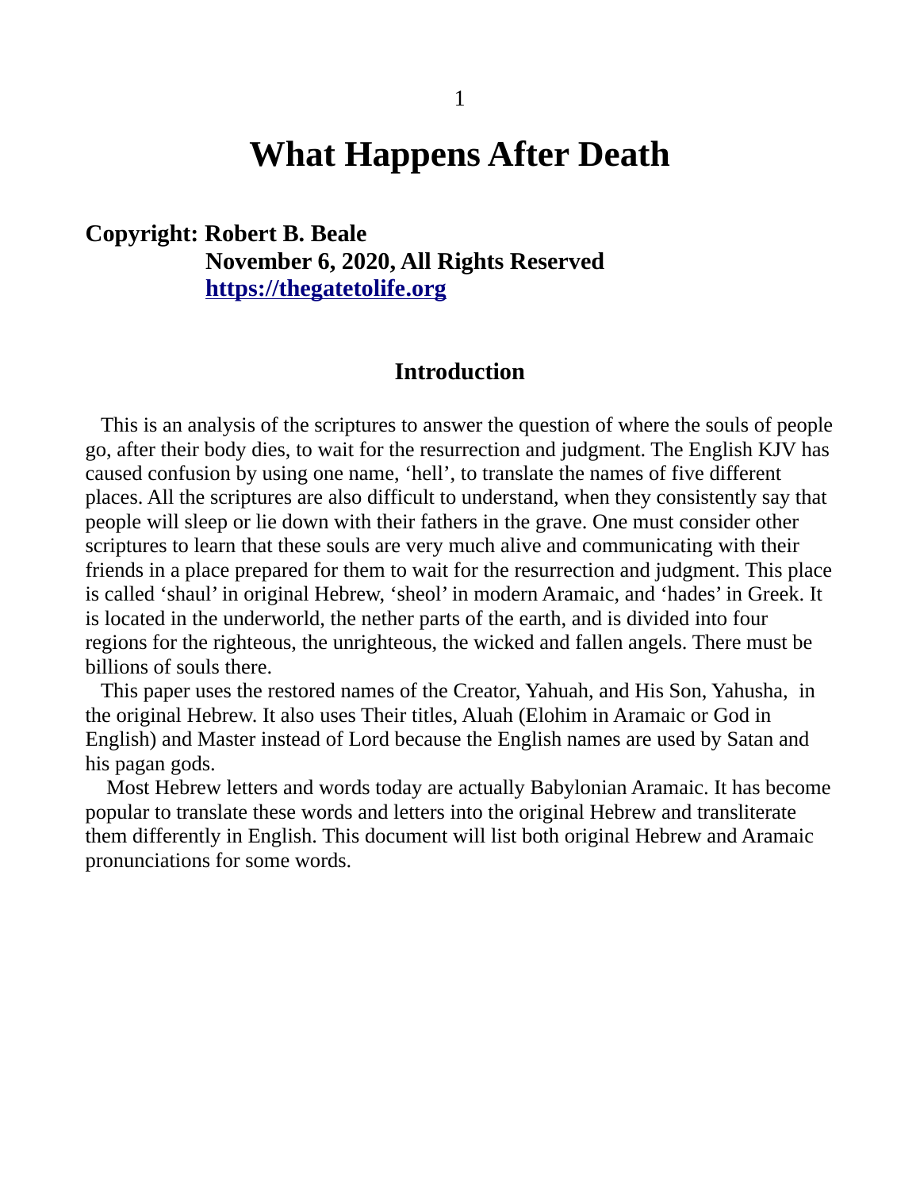# What Happens After Death

**Copyright: Robert B. Beale**
**November 6, 2020, All Rights Reserved**
**[https://thegatetolife.org](https://thegatetolife.org)**

## Introduction

This is an analysis of the scriptures to answer the question of where the souls of people go, after their body dies, to wait for the resurrection and judgment. The English KJV has caused confusion by using one name, 'hell', to translate the names of five different places. All the scriptures are also difficult to understand, when they consistently say that people will sleep or lie down with their fathers in the grave. One must consider other scriptures to learn that these souls are very much alive and communicating with their friends in a place prepared for them to wait for the resurrection and judgment. This place is called 'shaul' in original Hebrew, 'sheol' in modern Aramaic, and 'hades' in Greek. It is located in the underworld, the nether parts of the earth, and is divided into four regions for the righteous, the unrighteous, the wicked and fallen angels. There must be billions of souls there.

This paper uses the restored names of the Creator, Yahuah, and His Son, Yahusha, in the original Hebrew. It also uses Their titles, Aluah (Elohim in Aramaic or God in English) and Master instead of Lord because the English names are used by Satan and his pagan gods.

Most Hebrew letters and words today are actually Babylonian Aramaic. It has become popular to translate these words and letters into the original Hebrew and transliterate them differently in English. This document will list both original Hebrew and Aramaic pronunciations for some words.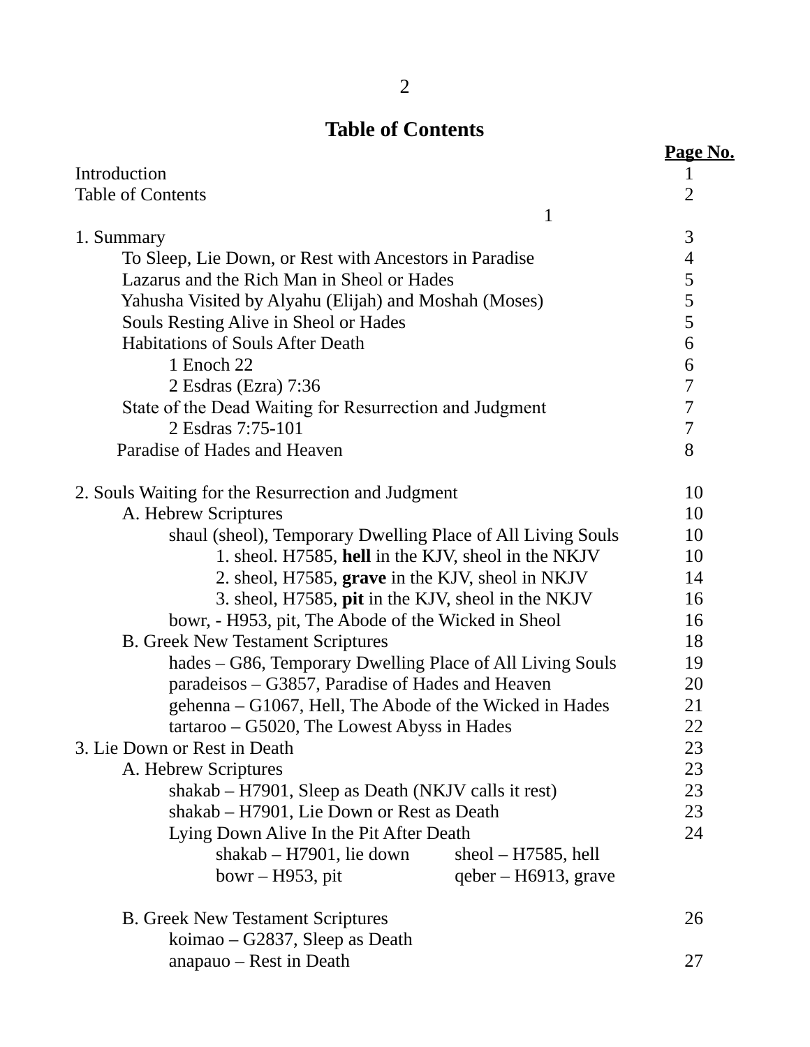# Table of Contents

| | Page No. |
|---|---|
| Introduction | 1 |
| Table of Contents | 2 |
| 1 | |
| 1. Summary | 3 |
| To Sleep, Lie Down, or Rest with Ancestors in Paradise | 4 |
| Lazarus and the Rich Man in Sheol or Hades | 5 |
| Yahusha Visited by Alyahu (Elijah) and Moshah (Moses) | 5 |
| Souls Resting Alive in Sheol or Hades | 5 |
| Habitations of Souls After Death | 6 |
| 1 Enoch 22 | 6 |
| 2 Esdras (Ezra) 7:36 | 7 |
| State of the Dead Waiting for Resurrection and Judgment | 7 |
| 2 Esdras 7:75-101 | 7 |
| Paradise of Hades and Heaven | 8 |
| | |
| 2. Souls Waiting for the Resurrection and Judgment | 10 |
| A. Hebrew Scriptures | 10 |
| shaul (sheol), Temporary Dwelling Place of All Living Souls | 10 |
| 1. sheol. H7585, **hell** in the KJV, sheol in the NKJV | 10 |
| 2. sheol, H7585, **grave** in the KJV, sheol in NKJV | 14 |
| 3. sheol, H7585, **pit** in the KJV, sheol in the NKJV | 16 |
| bowr, - H953, pit, The Abode of the Wicked in Sheol | 16 |
| B. Greek New Testament Scriptures | 18 |
| hades – G86, Temporary Dwelling Place of All Living Souls | 19 |
| paradeisos – G3857, Paradise of Hades and Heaven | 20 |
| gehenna – G1067, Hell, The Abode of the Wicked in Hades | 21 |
| tartaroo – G5020, The Lowest Abyss in Hades | 22 |
| 3. Lie Down or Rest in Death | 23 |
| A. Hebrew Scriptures | 23 |
| shakab – H7901, Sleep as Death (NKJV calls it rest) | 23 |
| shakab – H7901, Lie Down or Rest as Death | 23 |
| Lying Down Alive In the Pit After Death | 24 |
| shakab – H7901, lie down &nbsp;&nbsp;&nbsp; sheol – H7585, hell | |
| bowr – H953, pit &nbsp;&nbsp;&nbsp; qeber – H6913, grave | |
| | |
| B. Greek New Testament Scriptures | 26 |
| koimao – G2837, Sleep as Death | |
| anapauo – Rest in Death | 27 |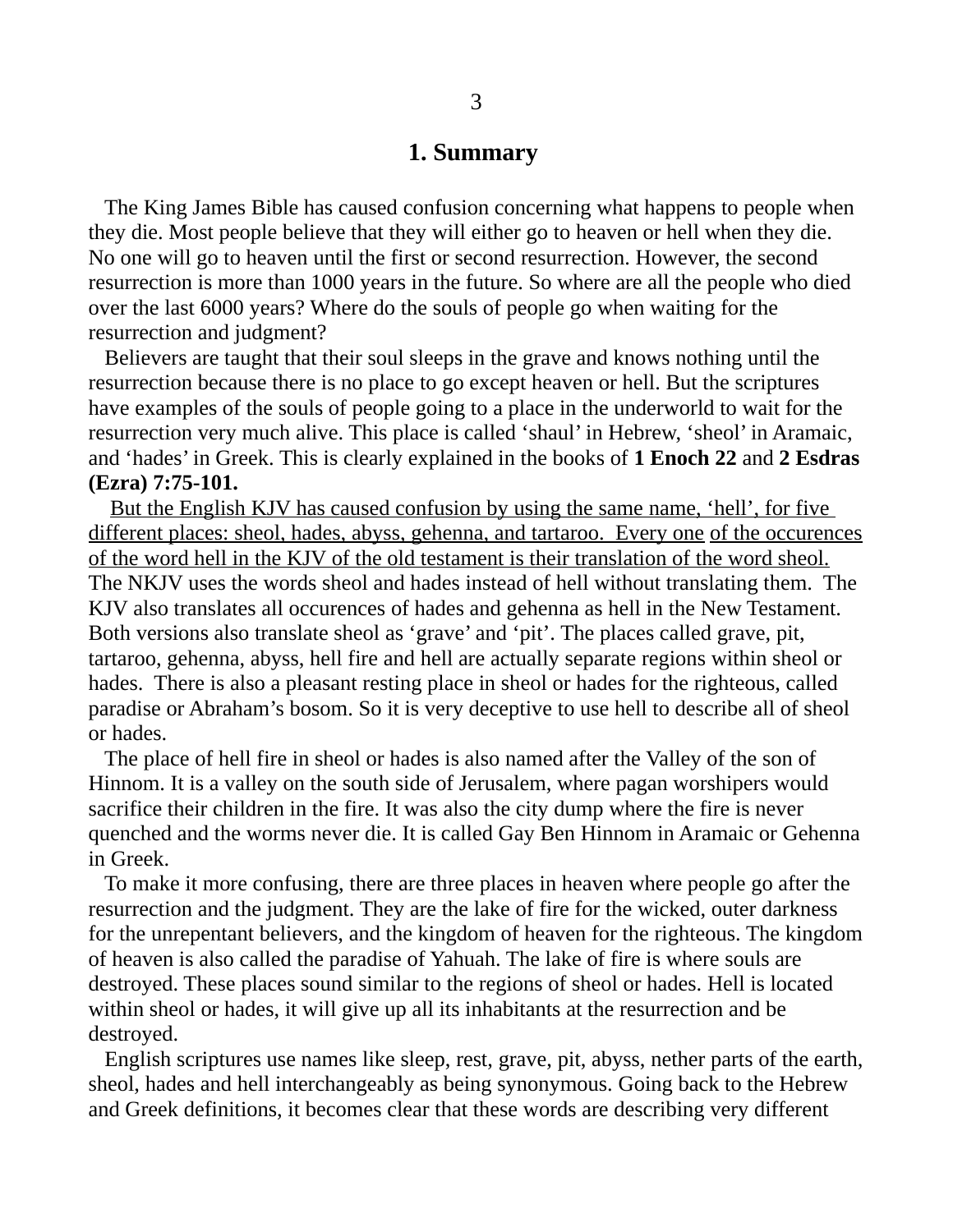## 1. Summary

The King James Bible has caused confusion concerning what happens to people when they die. Most people believe that they will either go to heaven or hell when they die. No one will go to heaven until the first or second resurrection. However, the second resurrection is more than 1000 years in the future. So where are all the people who died over the last 6000 years? Where do the souls of people go when waiting for the resurrection and judgment?

Believers are taught that their soul sleeps in the grave and knows nothing until the resurrection because there is no place to go except heaven or hell. But the scriptures have examples of the souls of people going to a place in the underworld to wait for the resurrection very much alive. This place is called 'shaul' in Hebrew, 'sheol' in Aramaic, and 'hades' in Greek. This is clearly explained in the books of **1 Enoch 22** and **2 Esdras (Ezra) 7:75-101.**

<u>But the English KJV has caused confusion by using the same name, 'hell', for five different places: sheol, hades, abyss, gehenna, and tartaroo. Every one of the occurences of the word hell in the KJV of the old testament is their translation of the word sheol.</u> The NKJV uses the words sheol and hades instead of hell without translating them. The KJV also translates all occurences of hades and gehenna as hell in the New Testament. Both versions also translate sheol as 'grave' and 'pit'. The places called grave, pit, tartaroo, gehenna, abyss, hell fire and hell are actually separate regions within sheol or hades. There is also a pleasant resting place in sheol or hades for the righteous, called paradise or Abraham's bosom. So it is very deceptive to use hell to describe all of sheol or hades.

The place of hell fire in sheol or hades is also named after the Valley of the son of Hinnom. It is a valley on the south side of Jerusalem, where pagan worshipers would sacrifice their children in the fire. It was also the city dump where the fire is never quenched and the worms never die. It is called Gay Ben Hinnom in Aramaic or Gehenna in Greek.

To make it more confusing, there are three places in heaven where people go after the resurrection and the judgment. They are the lake of fire for the wicked, outer darkness for the unrepentant believers, and the kingdom of heaven for the righteous. The kingdom of heaven is also called the paradise of Yahuah. The lake of fire is where souls are destroyed. These places sound similar to the regions of sheol or hades. Hell is located within sheol or hades, it will give up all its inhabitants at the resurrection and be destroyed.

English scriptures use names like sleep, rest, grave, pit, abyss, nether parts of the earth, sheol, hades and hell interchangeably as being synonymous. Going back to the Hebrew and Greek definitions, it becomes clear that these words are describing very different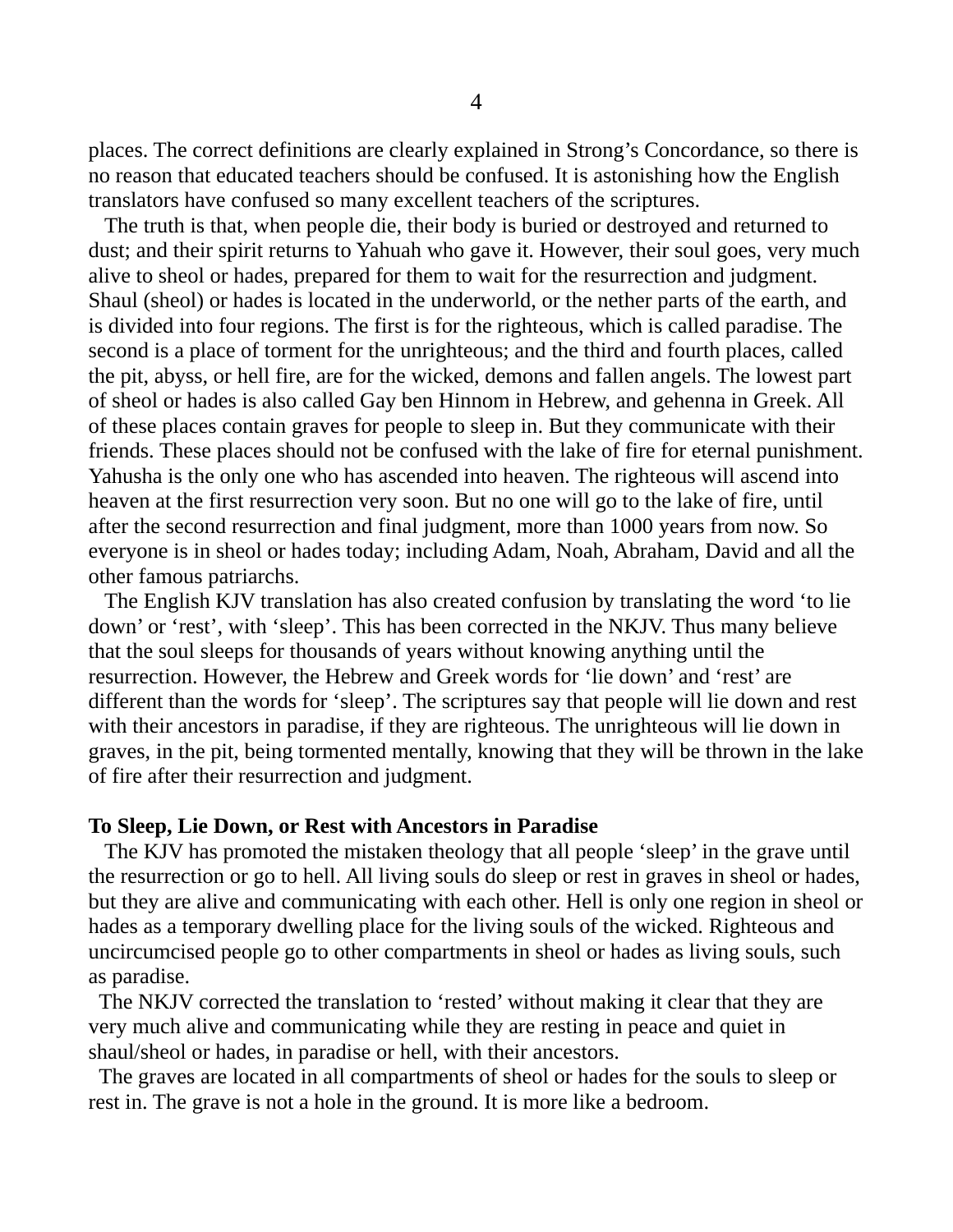places. The correct definitions are clearly explained in Strong's Concordance, so there is no reason that educated teachers should be confused. It is astonishing how the English translators have confused so many excellent teachers of the scriptures.

The truth is that, when people die, their body is buried or destroyed and returned to dust; and their spirit returns to Yahuah who gave it. However, their soul goes, very much alive to sheol or hades, prepared for them to wait for the resurrection and judgment. Shaul (sheol) or hades is located in the underworld, or the nether parts of the earth, and is divided into four regions. The first is for the righteous, which is called paradise. The second is a place of torment for the unrighteous; and the third and fourth places, called the pit, abyss, or hell fire, are for the wicked, demons and fallen angels. The lowest part of sheol or hades is also called Gay ben Hinnom in Hebrew, and gehenna in Greek. All of these places contain graves for people to sleep in. But they communicate with their friends. These places should not be confused with the lake of fire for eternal punishment. Yahusha is the only one who has ascended into heaven. The righteous will ascend into heaven at the first resurrection very soon. But no one will go to the lake of fire, until after the second resurrection and final judgment, more than 1000 years from now. So everyone is in sheol or hades today; including Adam, Noah, Abraham, David and all the other famous patriarchs.

The English KJV translation has also created confusion by translating the word 'to lie down' or 'rest', with 'sleep'. This has been corrected in the NKJV. Thus many believe that the soul sleeps for thousands of years without knowing anything until the resurrection. However, the Hebrew and Greek words for 'lie down' and 'rest' are different than the words for 'sleep'. The scriptures say that people will lie down and rest with their ancestors in paradise, if they are righteous. The unrighteous will lie down in graves, in the pit, being tormented mentally, knowing that they will be thrown in the lake of fire after their resurrection and judgment.

**To Sleep, Lie Down, or Rest with Ancestors in Paradise**

The KJV has promoted the mistaken theology that all people 'sleep' in the grave until the resurrection or go to hell. All living souls do sleep or rest in graves in sheol or hades, but they are alive and communicating with each other. Hell is only one region in sheol or hades as a temporary dwelling place for the living souls of the wicked. Righteous and uncircumcised people go to other compartments in sheol or hades as living souls, such as paradise.

The NKJV corrected the translation to 'rested' without making it clear that they are very much alive and communicating while they are resting in peace and quiet in shaul/sheol or hades, in paradise or hell, with their ancestors.

The graves are located in all compartments of sheol or hades for the souls to sleep or rest in. The grave is not a hole in the ground. It is more like a bedroom.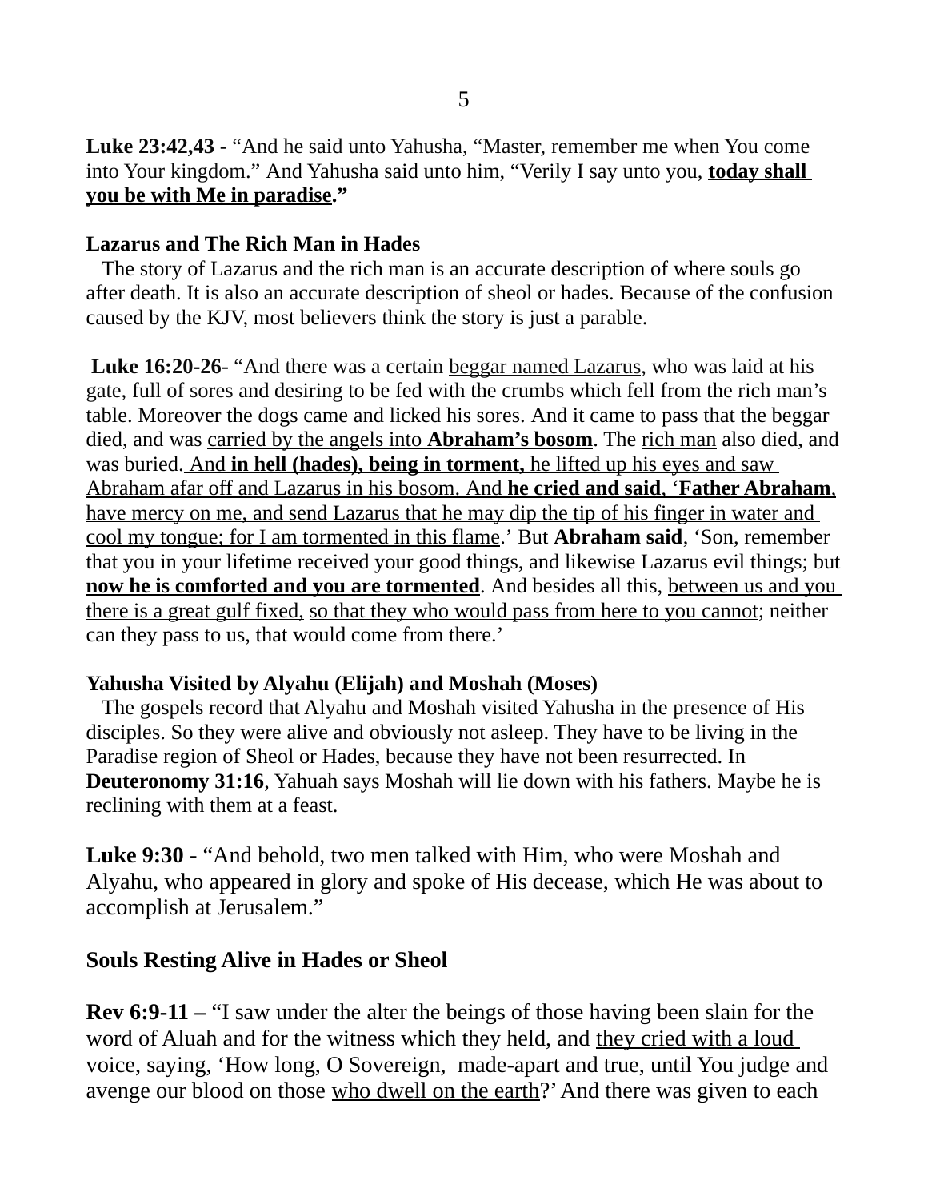**Luke 23:42,43** - "And he said unto Yahusha, "Master, remember me when You come into Your kingdom." And Yahusha said unto him, "Verily I say unto you, **today shall you be with Me in paradise."**

**Lazarus and The Rich Man in Hades**

The story of Lazarus and the rich man is an accurate description of where souls go after death. It is also an accurate description of sheol or hades. Because of the confusion caused by the KJV, most believers think the story is just a parable.

**Luke 16:20-26**- "And there was a certain beggar named Lazarus, who was laid at his gate, full of sores and desiring to be fed with the crumbs which fell from the rich man's table. Moreover the dogs came and licked his sores. And it came to pass that the beggar died, and was carried by the angels into **Abraham's bosom**. The rich man also died, and was buried. And **in hell (hades), being in torment,** he lifted up his eyes and saw Abraham afar off and Lazarus in his bosom. And **he cried and said**, '**Father Abraham**, have mercy on me, and send Lazarus that he may dip the tip of his finger in water and cool my tongue; for I am tormented in this flame.' But **Abraham said**, 'Son, remember that you in your lifetime received your good things, and likewise Lazarus evil things; but **now he is comforted and you are tormented**. And besides all this, between us and you there is a great gulf fixed, so that they who would pass from here to you cannot; neither can they pass to us, that would come from there.'

**Yahusha Visited by Alyahu (Elijah) and Moshah (Moses)**

The gospels record that Alyahu and Moshah visited Yahusha in the presence of His disciples. So they were alive and obviously not asleep. They have to be living in the Paradise region of Sheol or Hades, because they have not been resurrected. In **Deuteronomy 31:16**, Yahuah says Moshah will lie down with his fathers. Maybe he is reclining with them at a feast.

**Luke 9:30** - "And behold, two men talked with Him, who were Moshah and Alyahu, who appeared in glory and spoke of His decease, which He was about to accomplish at Jerusalem."

**Souls Resting Alive in Hades or Sheol**

**Rev 6:9-11 –** "I saw under the alter the beings of those having been slain for the word of Aluah and for the witness which they held, and they cried with a loud voice, saying, 'How long, O Sovereign, made-apart and true, until You judge and avenge our blood on those who dwell on the earth?' And there was given to each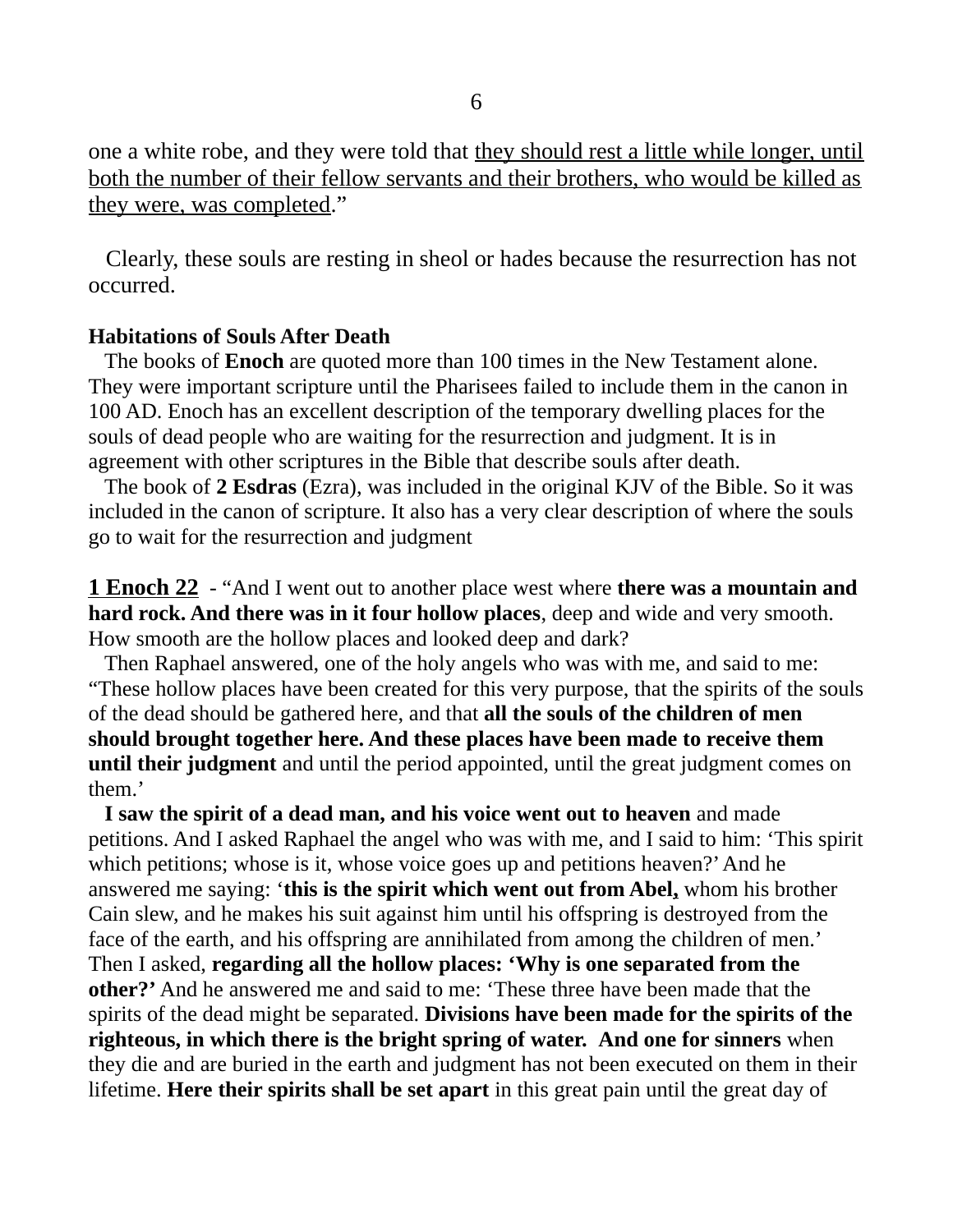one a white robe, and they were told that <u>they should rest a little while longer, until both the number of their fellow servants and their brothers, who would be killed as they were, was completed</u>."

Clearly, these souls are resting in sheol or hades because the resurrection has not occurred.

**Habitations of Souls After Death**

The books of **Enoch** are quoted more than 100 times in the New Testament alone. They were important scripture until the Pharisees failed to include them in the canon in 100 AD. Enoch has an excellent description of the temporary dwelling places for the souls of dead people who are waiting for the resurrection and judgment. It is in agreement with other scriptures in the Bible that describe souls after death.

The book of **2 Esdras** (Ezra), was included in the original KJV of the Bible. So it was included in the canon of scripture. It also has a very clear description of where the souls go to wait for the resurrection and judgment

**<u>1 Enoch 22</u>** - "And I went out to another place west where **there was a mountain and hard rock. And there was in it four hollow places**, deep and wide and very smooth. How smooth are the hollow places and looked deep and dark?

Then Raphael answered, one of the holy angels who was with me, and said to me: "These hollow places have been created for this very purpose, that the spirits of the souls of the dead should be gathered here, and that **all the souls of the children of men should brought together here. And these places have been made to receive them until their judgment** and until the period appointed, until the great judgment comes on them.'

**I saw the spirit of a dead man, and his voice went out to heaven** and made petitions. And I asked Raphael the angel who was with me, and I said to him: 'This spirit which petitions; whose is it, whose voice goes up and petitions heaven?' And he answered me saying: '**this is the spirit which went out from Abel,** whom his brother Cain slew, and he makes his suit against him until his offspring is destroyed from the face of the earth, and his offspring are annihilated from among the children of men.' Then I asked, **regarding all the hollow places: 'Why is one separated from the other?'** And he answered me and said to me: 'These three have been made that the spirits of the dead might be separated. **Divisions have been made for the spirits of the righteous, in which there is the bright spring of water. And one for sinners** when they die and are buried in the earth and judgment has not been executed on them in their lifetime. **Here their spirits shall be set apart** in this great pain until the great day of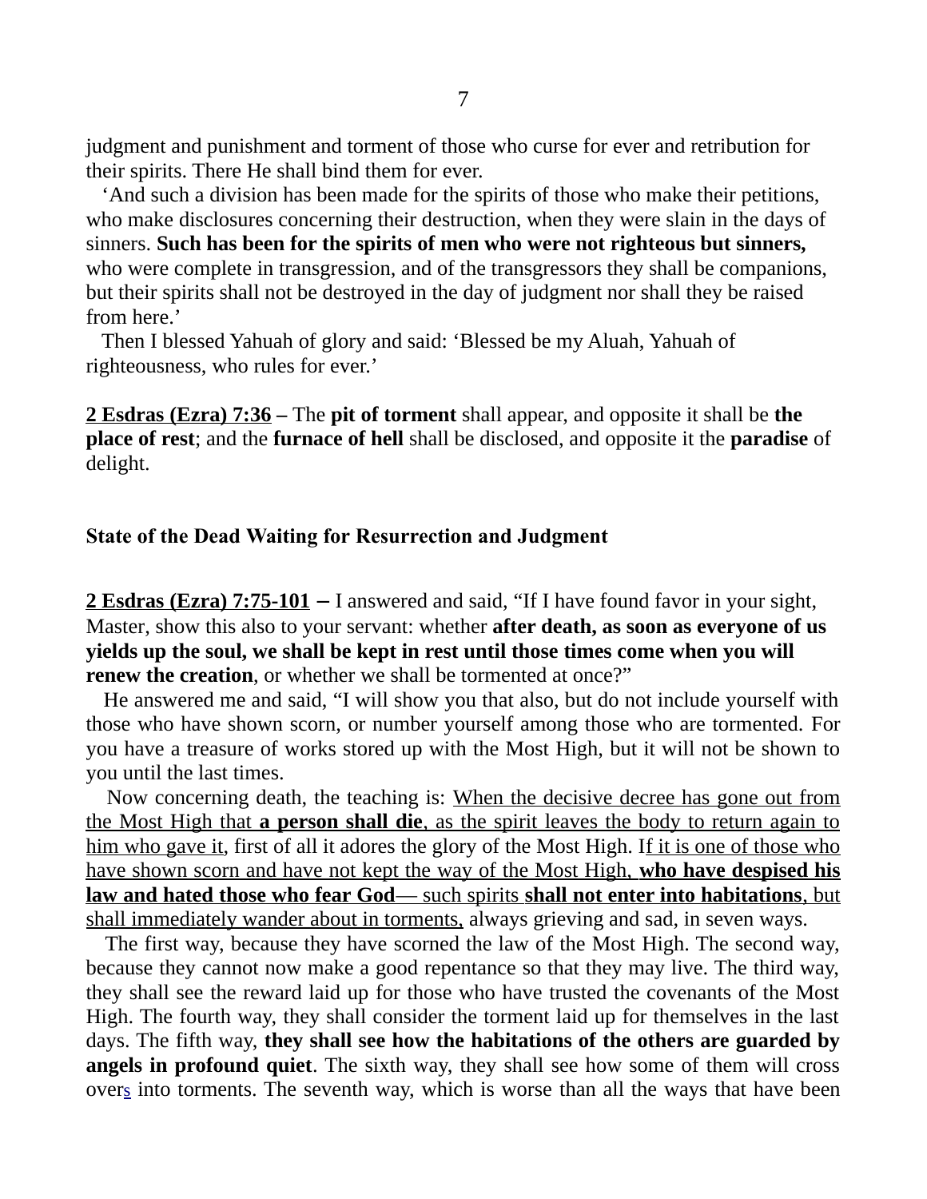judgment and punishment and torment of those who curse for ever and retribution for their spirits. There He shall bind them for ever.

‘And such a division has been made for the spirits of those who make their petitions, who make disclosures concerning their destruction, when they were slain in the days of sinners. **Such has been for the spirits of men who were not righteous but sinners,** who were complete in transgression, and of the transgressors they shall be companions, but their spirits shall not be destroyed in the day of judgment nor shall they be raised from here.’

Then I blessed Yahuah of glory and said: ‘Blessed be my Aluah, Yahuah of righteousness, who rules for ever.’

**2 Esdras (Ezra) 7:36 –** The **pit of torment** shall appear, and opposite it shall be **the place of rest**; and the **furnace of hell** shall be disclosed, and opposite it the **paradise** of delight.

### State of the Dead Waiting for Resurrection and Judgment

**2 Esdras (Ezra) 7:75-101 –** I answered and said, “If I have found favor in your sight, Master, show this also to your servant: whether **after death, as soon as everyone of us yields up the soul, we shall be kept in rest until those times come when you will renew the creation**, or whether we shall be tormented at once?”

He answered me and said, “I will show you that also, but do not include yourself with those who have shown scorn, or number yourself among those who are tormented. For you have a treasure of works stored up with the Most High, but it will not be shown to you until the last times.

Now concerning death, the teaching is: When the decisive decree has gone out from the Most High that **a person shall die**, as the spirit leaves the body to return again to him who gave it, first of all it adores the glory of the Most High. If it is one of those who have shown scorn and have not kept the way of the Most High, **who have despised his law and hated those who fear God**— such spirits **shall not enter into habitations**, but shall immediately wander about in torments, always grieving and sad, in seven ways.

The first way, because they have scorned the law of the Most High. The second way, because they cannot now make a good repentance so that they may live. The third way, they shall see the reward laid up for those who have trusted the covenants of the Most High. The fourth way, they shall consider the torment laid up for themselves in the last days. The fifth way, **they shall see how the habitations of the others are guarded by angels in profound quiet**. The sixth way, they shall see how some of them will cross overs into torments. The seventh way, which is worse than all the ways that have been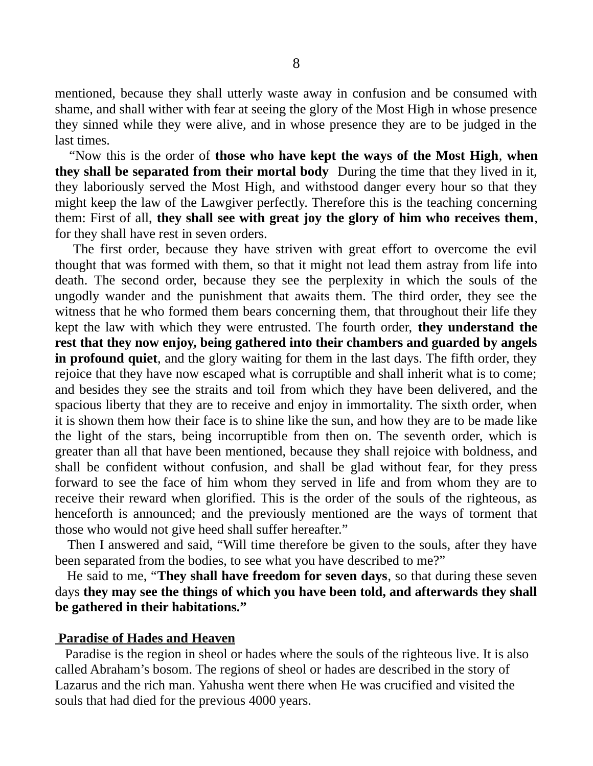mentioned, because they shall utterly waste away in confusion and be consumed with shame, and shall wither with fear at seeing the glory of the Most High in whose presence they sinned while they were alive, and in whose presence they are to be judged in the last times.

"Now this is the order of **those who have kept the ways of the Most High**, **when they shall be separated from their mortal body** During the time that they lived in it, they laboriously served the Most High, and withstood danger every hour so that they might keep the law of the Lawgiver perfectly. Therefore this is the teaching concerning them: First of all, **they shall see with great joy the glory of him who receives them**, for they shall have rest in seven orders.

The first order, because they have striven with great effort to overcome the evil thought that was formed with them, so that it might not lead them astray from life into death. The second order, because they see the perplexity in which the souls of the ungodly wander and the punishment that awaits them. The third order, they see the witness that he who formed them bears concerning them, that throughout their life they kept the law with which they were entrusted. The fourth order, **they understand the rest that they now enjoy, being gathered into their chambers and guarded by angels in profound quiet**, and the glory waiting for them in the last days. The fifth order, they rejoice that they have now escaped what is corruptible and shall inherit what is to come; and besides they see the straits and toil from which they have been delivered, and the spacious liberty that they are to receive and enjoy in immortality. The sixth order, when it is shown them how their face is to shine like the sun, and how they are to be made like the light of the stars, being incorruptible from then on. The seventh order, which is greater than all that have been mentioned, because they shall rejoice with boldness, and shall be confident without confusion, and shall be glad without fear, for they press forward to see the face of him whom they served in life and from whom they are to receive their reward when glorified. This is the order of the souls of the righteous, as henceforth is announced; and the previously mentioned are the ways of torment that those who would not give heed shall suffer hereafter."

Then I answered and said, "Will time therefore be given to the souls, after they have been separated from the bodies, to see what you have described to me?"

He said to me, "**They shall have freedom for seven days**, so that during these seven days **they may see the things of which you have been told, and afterwards they shall be gathered in their habitations."**

**Paradise of Hades and Heaven**

Paradise is the region in sheol or hades where the souls of the righteous live. It is also called Abraham's bosom. The regions of sheol or hades are described in the story of Lazarus and the rich man. Yahusha went there when He was crucified and visited the souls that had died for the previous 4000 years.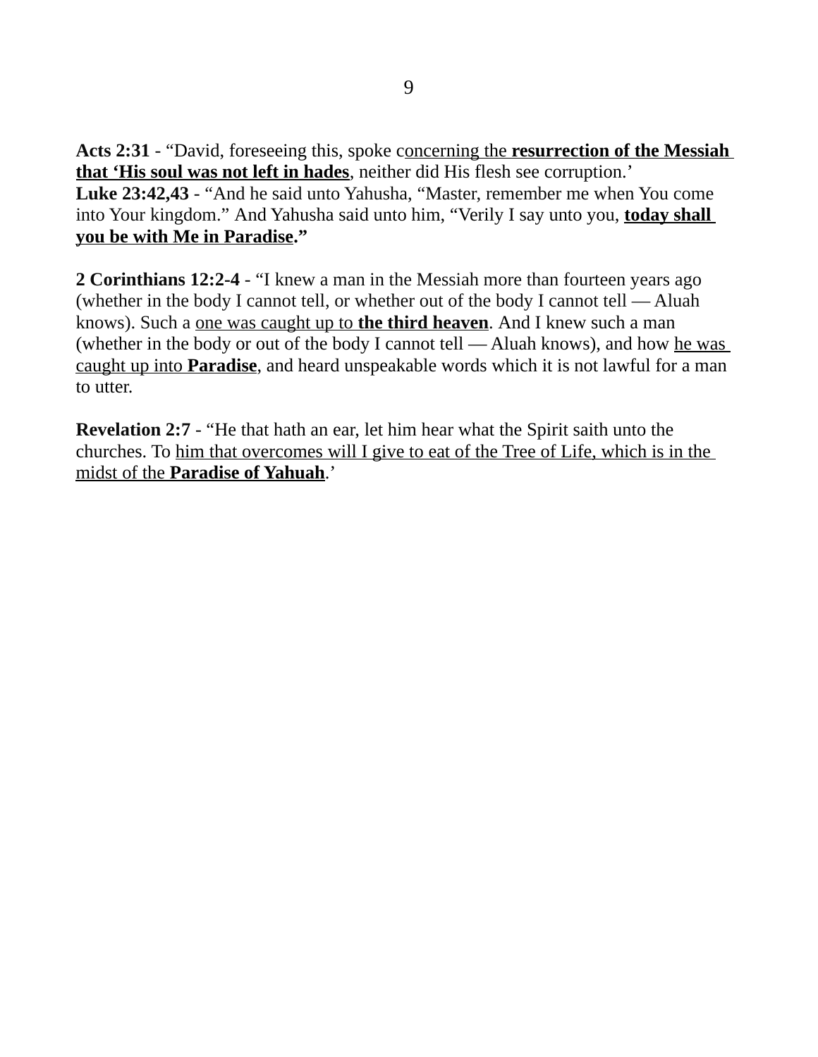**Acts 2:31** - "David, foreseeing this, spoke c<u>oncerning the</u> <u>**resurrection of the Messiah that 'His soul was not left in hades**</u>, neither did His flesh see corruption.'
**Luke 23:42,43** - "And he said unto Yahusha, "Master, remember me when You come into Your kingdom." And Yahusha said unto him, "Verily I say unto you, <u>**today shall you be with Me in Paradise**</u>**."**

**2 Corinthians 12:2-4** - "I knew a man in the Messiah more than fourteen years ago (whether in the body I cannot tell, or whether out of the body I cannot tell — Aluah knows). Such a <u>one was caught up to **the third heaven**</u>. And I knew such a man (whether in the body or out of the body I cannot tell — Aluah knows), and how <u>he was caught up into **Paradise**</u>, and heard unspeakable words which it is not lawful for a man to utter.

**Revelation 2:7** - "He that hath an ear, let him hear what the Spirit saith unto the churches. To <u>him that overcomes will I give to eat of the Tree of Life, which is in the midst of the **Paradise of Yahuah**</u>.'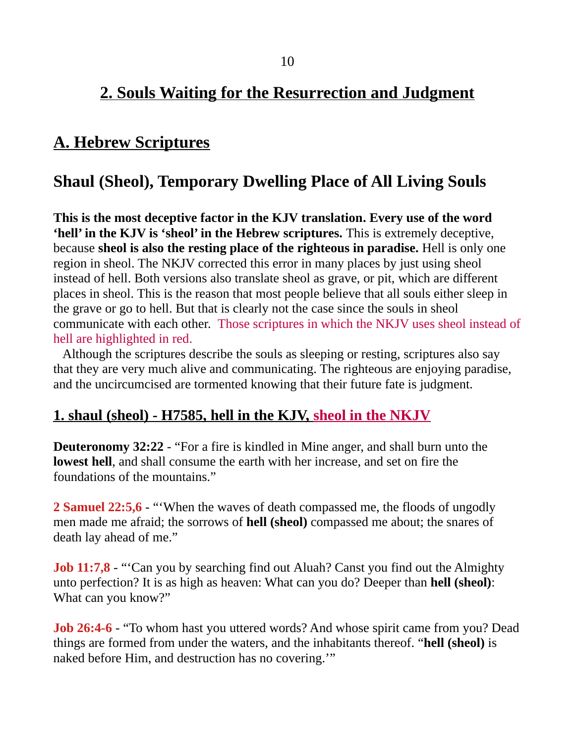## 2. Souls Waiting for the Resurrection and Judgment

## A. Hebrew Scriptures

### Shaul (Sheol), Temporary Dwelling Place of All Living Souls

**This is the most deceptive factor in the KJV translation. Every use of the word 'hell' in the KJV is 'sheol' in the Hebrew scriptures.** This is extremely deceptive, because **sheol is also the resting place of the righteous in paradise.** Hell is only one region in sheol. The NKJV corrected this error in many places by just using sheol instead of hell. Both versions also translate sheol as grave, or pit, which are different places in sheol. This is the reason that most people believe that all souls either sleep in the grave or go to hell. But that is clearly not the case since the souls in sheol communicate with each other. Those scriptures in which the NKJV uses sheol instead of hell are highlighted in red.

Although the scriptures describe the souls as sleeping or resting, scriptures also say that they are very much alive and communicating. The righteous are enjoying paradise, and the uncircumcised are tormented knowing that their future fate is judgment.

#### 1. shaul (sheol) - H7585, hell in the KJV, sheol in the NKJV

**Deuteronomy 32:22** - "For a fire is kindled in Mine anger, and shall burn unto the **lowest hell**, and shall consume the earth with her increase, and set on fire the foundations of the mountains."

**2 Samuel 22:5,6** - "'When the waves of death compassed me, the floods of ungodly men made me afraid; the sorrows of **hell (sheol)** compassed me about; the snares of death lay ahead of me."

**Job 11:7,8** - "'Can you by searching find out Aluah? Canst you find out the Almighty unto perfection? It is as high as heaven: What can you do? Deeper than **hell (sheol)**: What can you know?"

**Job 26:4-6** - "To whom hast you uttered words? And whose spirit came from you? Dead things are formed from under the waters, and the inhabitants thereof. "**hell (sheol)** is naked before Him, and destruction has no covering.'"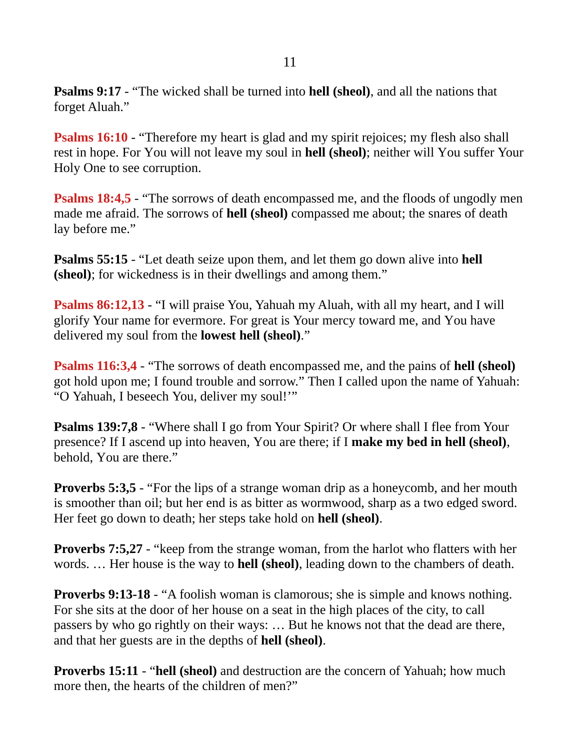**Psalms 9:17** - "The wicked shall be turned into **hell (sheol)**, and all the nations that forget Aluah."

**Psalms 16:10** - "Therefore my heart is glad and my spirit rejoices; my flesh also shall rest in hope. For You will not leave my soul in **hell (sheol)**; neither will You suffer Your Holy One to see corruption.

**Psalms 18:4,5** - "The sorrows of death encompassed me, and the floods of ungodly men made me afraid. The sorrows of **hell (sheol)** compassed me about; the snares of death lay before me."

**Psalms 55:15** - "Let death seize upon them, and let them go down alive into **hell (sheol)**; for wickedness is in their dwellings and among them."

**Psalms 86:12,13** - "I will praise You, Yahuah my Aluah, with all my heart, and I will glorify Your name for evermore. For great is Your mercy toward me, and You have delivered my soul from the **lowest hell (sheol)**."

**Psalms 116:3,4** - "The sorrows of death encompassed me, and the pains of **hell (sheol)** got hold upon me; I found trouble and sorrow." Then I called upon the name of Yahuah: "O Yahuah, I beseech You, deliver my soul!'"

**Psalms 139:7,8** - "Where shall I go from Your Spirit? Or where shall I flee from Your presence? If I ascend up into heaven, You are there; if I **make my bed in hell (sheol)**, behold, You are there."

**Proverbs 5:3,5** - "For the lips of a strange woman drip as a honeycomb, and her mouth is smoother than oil; but her end is as bitter as wormwood, sharp as a two edged sword. Her feet go down to death; her steps take hold on **hell (sheol)**.

**Proverbs 7:5,27** - "keep from the strange woman, from the harlot who flatters with her words. … Her house is the way to **hell (sheol)**, leading down to the chambers of death.

**Proverbs 9:13-18** - "A foolish woman is clamorous; she is simple and knows nothing. For she sits at the door of her house on a seat in the high places of the city, to call passers by who go rightly on their ways: … But he knows not that the dead are there, and that her guests are in the depths of **hell (sheol)**.

**Proverbs 15:11** - "**hell (sheol)** and destruction are the concern of Yahuah; how much more then, the hearts of the children of men?"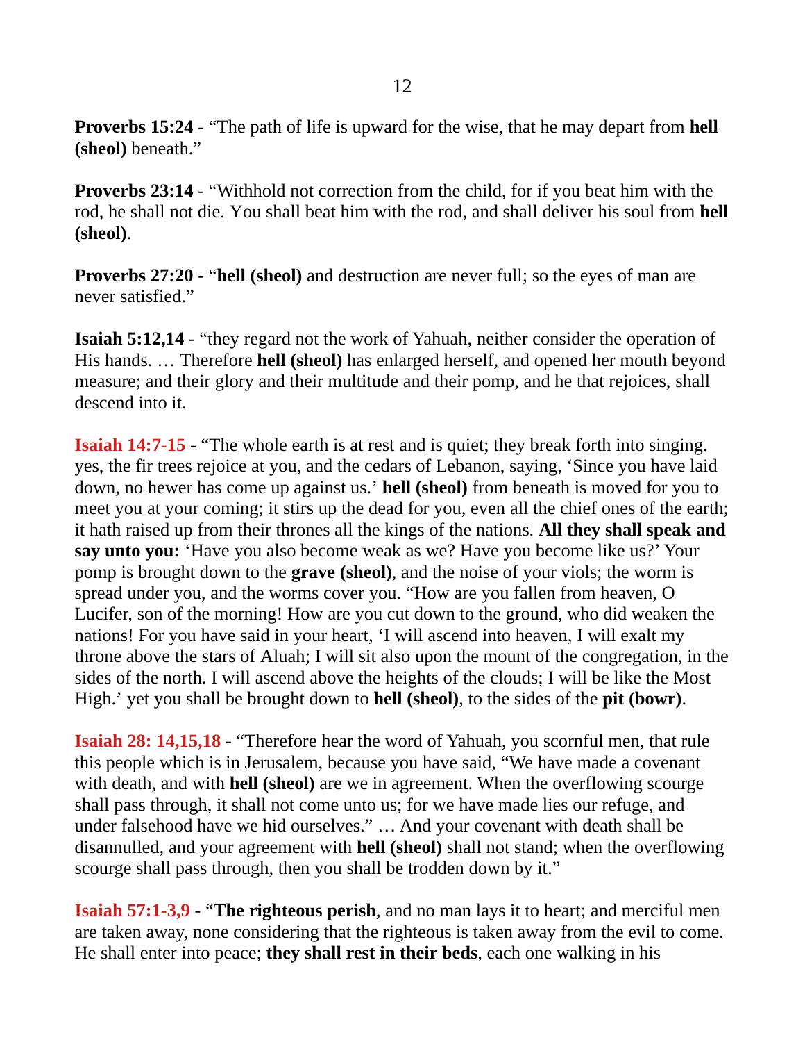**Proverbs 15:24** - "The path of life is upward for the wise, that he may depart from **hell (sheol)** beneath."

**Proverbs 23:14** - "Withhold not correction from the child, for if you beat him with the rod, he shall not die. You shall beat him with the rod, and shall deliver his soul from **hell (sheol)**.

**Proverbs 27:20** - "**hell (sheol)** and destruction are never full; so the eyes of man are never satisfied."

**Isaiah 5:12,14** - "they regard not the work of Yahuah, neither consider the operation of His hands. … Therefore **hell (sheol)** has enlarged herself, and opened her mouth beyond measure; and their glory and their multitude and their pomp, and he that rejoices, shall descend into it.

**Isaiah 14:7-15** - "The whole earth is at rest and is quiet; they break forth into singing. yes, the fir trees rejoice at you, and the cedars of Lebanon, saying, 'Since you have laid down, no hewer has come up against us.' **hell (sheol)** from beneath is moved for you to meet you at your coming; it stirs up the dead for you, even all the chief ones of the earth; it hath raised up from their thrones all the kings of the nations. **All they shall speak and say unto you:** 'Have you also become weak as we? Have you become like us?' Your pomp is brought down to the **grave (sheol)**, and the noise of your viols; the worm is spread under you, and the worms cover you. "How are you fallen from heaven, O Lucifer, son of the morning! How are you cut down to the ground, who did weaken the nations! For you have said in your heart, 'I will ascend into heaven, I will exalt my throne above the stars of Aluah; I will sit also upon the mount of the congregation, in the sides of the north. I will ascend above the heights of the clouds; I will be like the Most High.' yet you shall be brought down to **hell (sheol)**, to the sides of the **pit (bowr)**.

**Isaiah 28: 14,15,18** - "Therefore hear the word of Yahuah, you scornful men, that rule this people which is in Jerusalem, because you have said, "We have made a covenant with death, and with **hell (sheol)** are we in agreement. When the overflowing scourge shall pass through, it shall not come unto us; for we have made lies our refuge, and under falsehood have we hid ourselves." … And your covenant with death shall be disannulled, and your agreement with **hell (sheol)** shall not stand; when the overflowing scourge shall pass through, then you shall be trodden down by it."

**Isaiah 57:1-3,9** - "**The righteous perish**, and no man lays it to heart; and merciful men are taken away, none considering that the righteous is taken away from the evil to come. He shall enter into peace; **they shall rest in their beds**, each one walking in his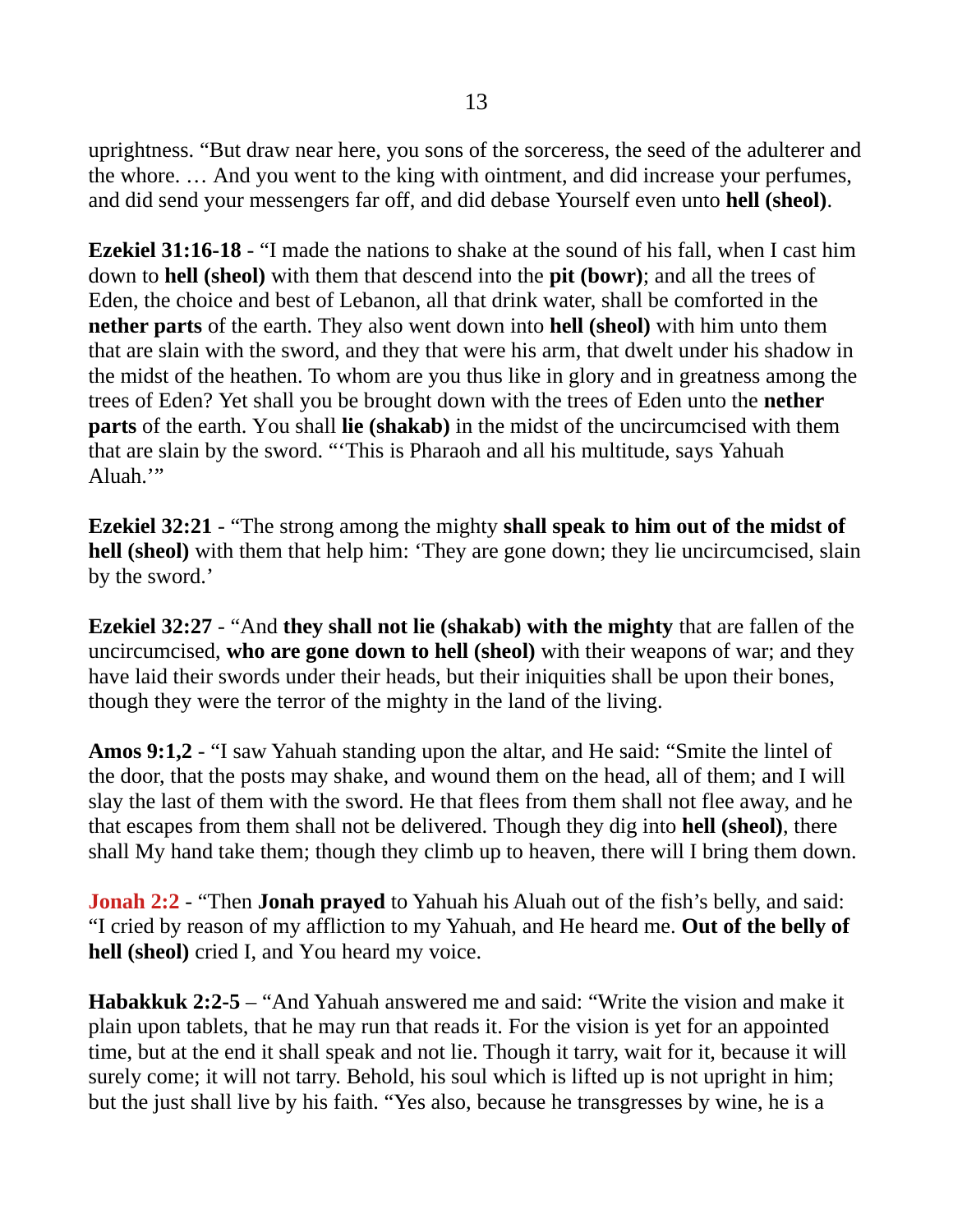uprightness. “But draw near here, you sons of the sorceress, the seed of the adulterer and the whore. … And you went to the king with ointment, and did increase your perfumes, and did send your messengers far off, and did debase Yourself even unto **hell (sheol)**.

**Ezekiel 31:16-18** - “I made the nations to shake at the sound of his fall, when I cast him down to **hell (sheol)** with them that descend into the **pit (bowr)**; and all the trees of Eden, the choice and best of Lebanon, all that drink water, shall be comforted in the **nether parts** of the earth. They also went down into **hell (sheol)** with him unto them that are slain with the sword, and they that were his arm, that dwelt under his shadow in the midst of the heathen. To whom are you thus like in glory and in greatness among the trees of Eden? Yet shall you be brought down with the trees of Eden unto the **nether parts** of the earth. You shall **lie (shakab)** in the midst of the uncircumcised with them that are slain by the sword. “‘This is Pharaoh and all his multitude, says Yahuah Aluah.’”

**Ezekiel 32:21** - “The strong among the mighty **shall speak to him out of the midst of hell (sheol)** with them that help him: ‘They are gone down; they lie uncircumcised, slain by the sword.’

**Ezekiel 32:27** - “And **they shall not lie (shakab) with the mighty** that are fallen of the uncircumcised, **who are gone down to hell (sheol)** with their weapons of war; and they have laid their swords under their heads, but their iniquities shall be upon their bones, though they were the terror of the mighty in the land of the living.

**Amos 9:1,2** - “I saw Yahuah standing upon the altar, and He said: “Smite the lintel of the door, that the posts may shake, and wound them on the head, all of them; and I will slay the last of them with the sword. He that flees from them shall not flee away, and he that escapes from them shall not be delivered. Though they dig into **hell (sheol)**, there shall My hand take them; though they climb up to heaven, there will I bring them down.

**Jonah 2:2** - “Then **Jonah prayed** to Yahuah his Aluah out of the fish’s belly, and said: “I cried by reason of my affliction to my Yahuah, and He heard me. **Out of the belly of hell (sheol)** cried I, and You heard my voice.

**Habakkuk 2:2-5** – “And Yahuah answered me and said: “Write the vision and make it plain upon tablets, that he may run that reads it. For the vision is yet for an appointed time, but at the end it shall speak and not lie. Though it tarry, wait for it, because it will surely come; it will not tarry. Behold, his soul which is lifted up is not upright in him; but the just shall live by his faith. “Yes also, because he transgresses by wine, he is a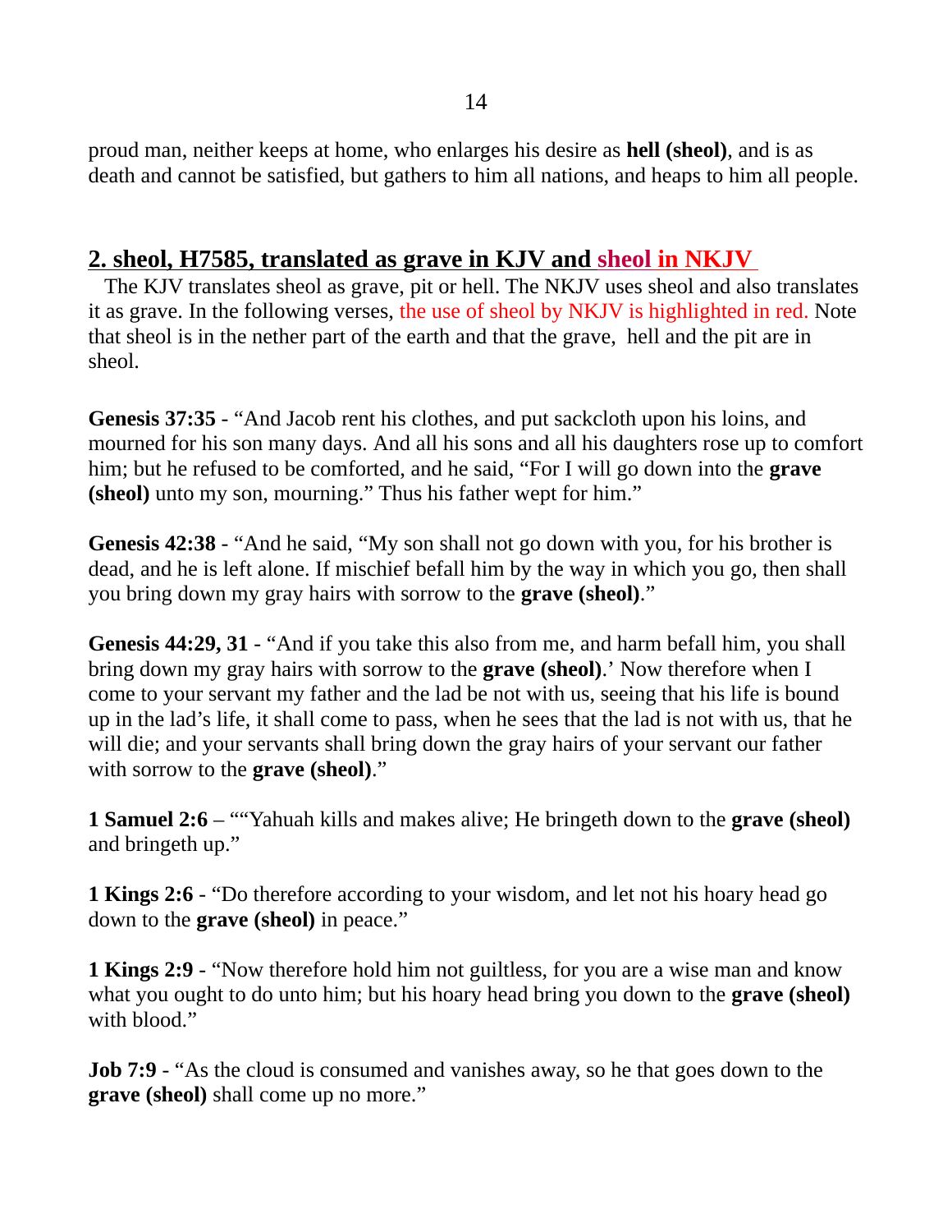proud man, neither keeps at home, who enlarges his desire as **hell (sheol)**, and is as death and cannot be satisfied, but gathers to him all nations, and heaps to him all people.

## 2. sheol, H7585, translated as grave in KJV and sheol in NKJV

The KJV translates sheol as grave, pit or hell. The NKJV uses sheol and also translates it as grave. In the following verses, the use of sheol by NKJV is highlighted in red. Note that sheol is in the nether part of the earth and that the grave, hell and the pit are in sheol.

**Genesis 37:35** - "And Jacob rent his clothes, and put sackcloth upon his loins, and mourned for his son many days. And all his sons and all his daughters rose up to comfort him; but he refused to be comforted, and he said, "For I will go down into the **grave (sheol)** unto my son, mourning." Thus his father wept for him."

**Genesis 42:38** - "And he said, "My son shall not go down with you, for his brother is dead, and he is left alone. If mischief befall him by the way in which you go, then shall you bring down my gray hairs with sorrow to the **grave (sheol)**."

**Genesis 44:29, 31** - "And if you take this also from me, and harm befall him, you shall bring down my gray hairs with sorrow to the **grave (sheol)**.' Now therefore when I come to your servant my father and the lad be not with us, seeing that his life is bound up in the lad's life, it shall come to pass, when he sees that the lad is not with us, that he will die; and your servants shall bring down the gray hairs of your servant our father with sorrow to the **grave (sheol)**."

**1 Samuel 2:6** – ""Yahuah kills and makes alive; He bringeth down to the **grave (sheol)** and bringeth up."

**1 Kings 2:6** - "Do therefore according to your wisdom, and let not his hoary head go down to the **grave (sheol)** in peace."

**1 Kings 2:9** - "Now therefore hold him not guiltless, for you are a wise man and know what you ought to do unto him; but his hoary head bring you down to the **grave (sheol)** with blood."

**Job 7:9** - "As the cloud is consumed and vanishes away, so he that goes down to the **grave (sheol)** shall come up no more."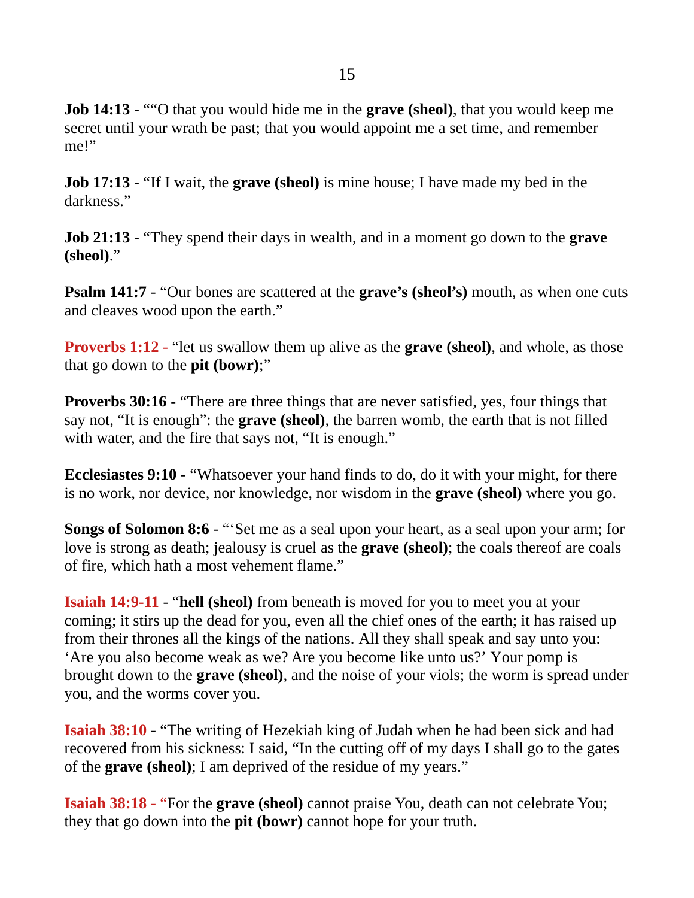**Job 14:13** - ""O that you would hide me in the **grave (sheol)**, that you would keep me secret until your wrath be past; that you would appoint me a set time, and remember me!"

**Job 17:13** - "If I wait, the **grave (sheol)** is mine house; I have made my bed in the darkness."

**Job 21:13** - "They spend their days in wealth, and in a moment go down to the **grave (sheol)**."

**Psalm 141:7** - "Our bones are scattered at the **grave's (sheol's)** mouth, as when one cuts and cleaves wood upon the earth."

**Proverbs 1:12 -** "let us swallow them up alive as the **grave (sheol)**, and whole, as those that go down to the **pit (bowr)**;"

**Proverbs 30:16 -** "There are three things that are never satisfied, yes, four things that say not, "It is enough": the **grave (sheol)**, the barren womb, the earth that is not filled with water, and the fire that says not, "It is enough."

**Ecclesiastes 9:10** - "Whatsoever your hand finds to do, do it with your might, for there is no work, nor device, nor knowledge, nor wisdom in the **grave (sheol)** where you go.

**Songs of Solomon 8:6** - "'Set me as a seal upon your heart, as a seal upon your arm; for love is strong as death; jealousy is cruel as the **grave (sheol)**; the coals thereof are coals of fire, which hath a most vehement flame."

**Isaiah 14:9-11** - "**hell (sheol)** from beneath is moved for you to meet you at your coming; it stirs up the dead for you, even all the chief ones of the earth; it has raised up from their thrones all the kings of the nations. All they shall speak and say unto you: 'Are you also become weak as we? Are you become like unto us?' Your pomp is brought down to the **grave (sheol)**, and the noise of your viols; the worm is spread under you, and the worms cover you.

**Isaiah 38:10** - "The writing of Hezekiah king of Judah when he had been sick and had recovered from his sickness: I said, "In the cutting off of my days I shall go to the gates of the **grave (sheol)**; I am deprived of the residue of my years."

**Isaiah 38:18 -** "For the **grave (sheol)** cannot praise You, death can not celebrate You; they that go down into the **pit (bowr)** cannot hope for your truth.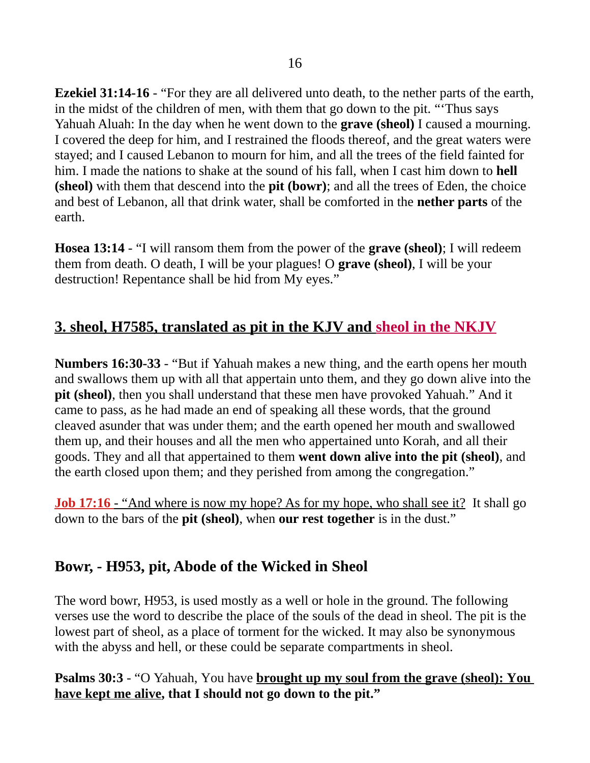**Ezekiel 31:14-16** - "For they are all delivered unto death, to the nether parts of the earth, in the midst of the children of men, with them that go down to the pit. "'Thus says Yahuah Aluah: In the day when he went down to the **grave (sheol)** I caused a mourning. I covered the deep for him, and I restrained the floods thereof, and the great waters were stayed; and I caused Lebanon to mourn for him, and all the trees of the field fainted for him. I made the nations to shake at the sound of his fall, when I cast him down to **hell (sheol)** with them that descend into the **pit (bowr)**; and all the trees of Eden, the choice and best of Lebanon, all that drink water, shall be comforted in the **nether parts** of the earth.

**Hosea 13:14** - "I will ransom them from the power of the **grave (sheol)**; I will redeem them from death. O death, I will be your plagues! O **grave (sheol)**, I will be your destruction! Repentance shall be hid from My eyes."

## 3. sheol, H7585, translated as pit in the KJV and sheol in the NKJV

**Numbers 16:30-33** - "But if Yahuah makes a new thing, and the earth opens her mouth and swallows them up with all that appertain unto them, and they go down alive into the **pit (sheol)**, then you shall understand that these men have provoked Yahuah." And it came to pass, as he had made an end of speaking all these words, that the ground cleaved asunder that was under them; and the earth opened her mouth and swallowed them up, and their houses and all the men who appertained unto Korah, and all their goods. They and all that appertained to them **went down alive into the pit (sheol)**, and the earth closed upon them; and they perished from among the congregation."

**Job 17:16** - "And where is now my hope? As for my hope, who shall see it? It shall go down to the bars of the **pit (sheol)**, when **our rest together** is in the dust."

## Bowr, - H953, pit, Abode of the Wicked in Sheol

The word bowr, H953, is used mostly as a well or hole in the ground. The following verses use the word to describe the place of the souls of the dead in sheol. The pit is the lowest part of sheol, as a place of torment for the wicked. It may also be synonymous with the abyss and hell, or these could be separate compartments in sheol.

**Psalms 30:3** - "O Yahuah, You have **brought up my soul from the grave (sheol): You have kept me alive, that I should not go down to the pit."**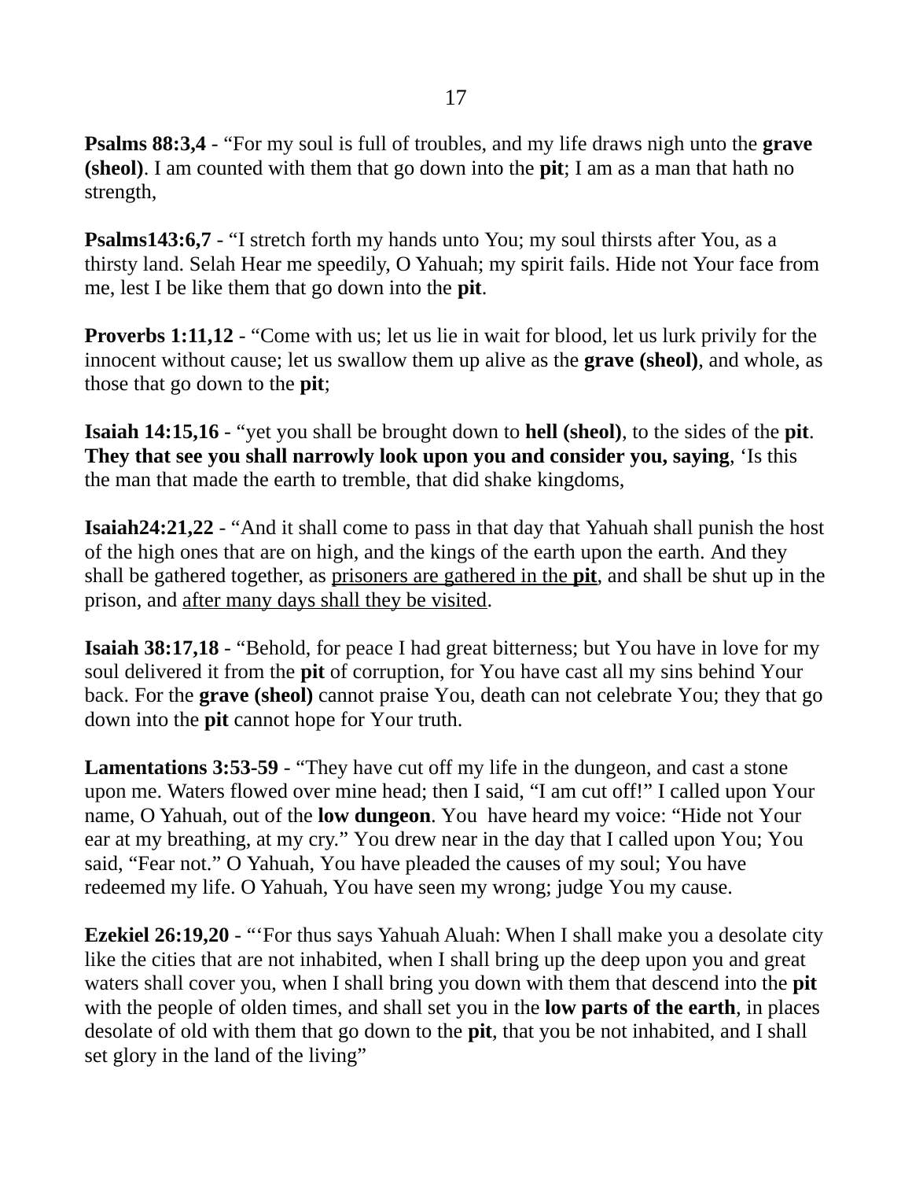**Psalms 88:3,4** - “For my soul is full of troubles, and my life draws nigh unto the **grave (sheol)**. I am counted with them that go down into the **pit**; I am as a man that hath no strength,

**Psalms143:6,7** - “I stretch forth my hands unto You; my soul thirsts after You, as a thirsty land. Selah Hear me speedily, O Yahuah; my spirit fails. Hide not Your face from me, lest I be like them that go down into the **pit**.

**Proverbs 1:11,12** - “Come with us; let us lie in wait for blood, let us lurk privily for the innocent without cause; let us swallow them up alive as the **grave (sheol)**, and whole, as those that go down to the **pit**;

**Isaiah 14:15,16** - “yet you shall be brought down to **hell (sheol)**, to the sides of the **pit**. **They that see you shall narrowly look upon you and consider you, saying**, ‘Is this the man that made the earth to tremble, that did shake kingdoms,

**Isaiah24:21,22** - “And it shall come to pass in that day that Yahuah shall punish the host of the high ones that are on high, and the kings of the earth upon the earth. And they shall be gathered together, as <u>prisoners are gathered in the **pit**</u>, and shall be shut up in the prison, and <u>after many days shall they be visited</u>.

**Isaiah 38:17,18** - “Behold, for peace I had great bitterness; but You have in love for my soul delivered it from the **pit** of corruption, for You have cast all my sins behind Your back. For the **grave (sheol)** cannot praise You, death can not celebrate You; they that go down into the **pit** cannot hope for Your truth.

**Lamentations 3:53-59** - “They have cut off my life in the dungeon, and cast a stone upon me. Waters flowed over mine head; then I said, “I am cut off!” I called upon Your name, O Yahuah, out of the **low dungeon**. You have heard my voice: “Hide not Your ear at my breathing, at my cry.” You drew near in the day that I called upon You; You said, “Fear not.” O Yahuah, You have pleaded the causes of my soul; You have redeemed my life. O Yahuah, You have seen my wrong; judge You my cause.

**Ezekiel 26:19,20** - “‘For thus says Yahuah Aluah: When I shall make you a desolate city like the cities that are not inhabited, when I shall bring up the deep upon you and great waters shall cover you, when I shall bring you down with them that descend into the **pit** with the people of olden times, and shall set you in the **low parts of the earth**, in places desolate of old with them that go down to the **pit**, that you be not inhabited, and I shall set glory in the land of the living”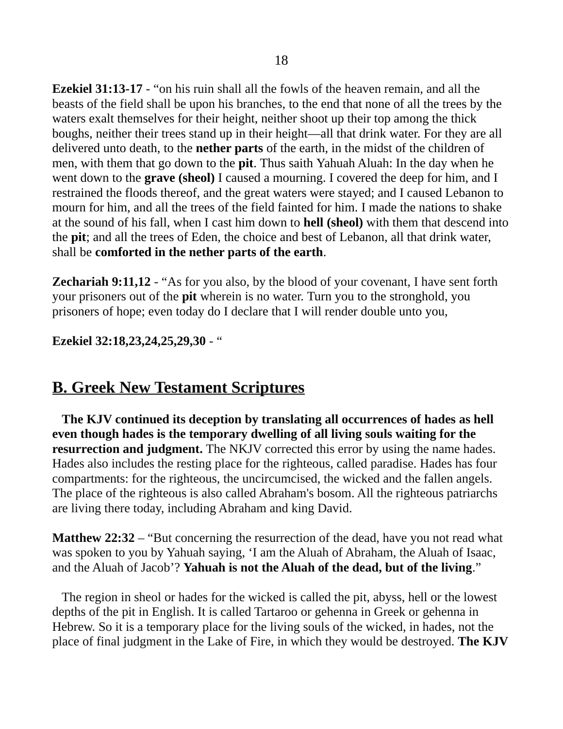**Ezekiel 31:13-17** - “on his ruin shall all the fowls of the heaven remain, and all the beasts of the field shall be upon his branches, to the end that none of all the trees by the waters exalt themselves for their height, neither shoot up their top among the thick boughs, neither their trees stand up in their height—all that drink water. For they are all delivered unto death, to the **nether parts** of the earth, in the midst of the children of men, with them that go down to the **pit**. Thus saith Yahuah Aluah: In the day when he went down to the **grave (sheol)** I caused a mourning. I covered the deep for him, and I restrained the floods thereof, and the great waters were stayed; and I caused Lebanon to mourn for him, and all the trees of the field fainted for him. I made the nations to shake at the sound of his fall, when I cast him down to **hell (sheol)** with them that descend into the **pit**; and all the trees of Eden, the choice and best of Lebanon, all that drink water, shall be **comforted in the nether parts of the earth**.

**Zechariah 9:11,12** - “As for you also, by the blood of your covenant, I have sent forth your prisoners out of the **pit** wherein is no water. Turn you to the stronghold, you prisoners of hope; even today do I declare that I will render double unto you,

**Ezekiel 32:18,23,24,25,29,30** - “

## B. Greek New Testament Scriptures

**The KJV continued its deception by translating all occurrences of hades as hell even though hades is the temporary dwelling of all living souls waiting for the resurrection and judgment.** The NKJV corrected this error by using the name hades. Hades also includes the resting place for the righteous, called paradise. Hades has four compartments: for the righteous, the uncircumcised, the wicked and the fallen angels. The place of the righteous is also called Abraham's bosom. All the righteous patriarchs are living there today, including Abraham and king David.

**Matthew 22:32** – “But concerning the resurrection of the dead, have you not read what was spoken to you by Yahuah saying, ‘I am the Aluah of Abraham, the Aluah of Isaac, and the Aluah of Jacob’? **Yahuah is not the Aluah of the dead, but of the living**.”

The region in sheol or hades for the wicked is called the pit, abyss, hell or the lowest depths of the pit in English. It is called Tartaroo or gehenna in Greek or gehenna in Hebrew. So it is a temporary place for the living souls of the wicked, in hades, not the place of final judgment in the Lake of Fire, in which they would be destroyed. **The KJV**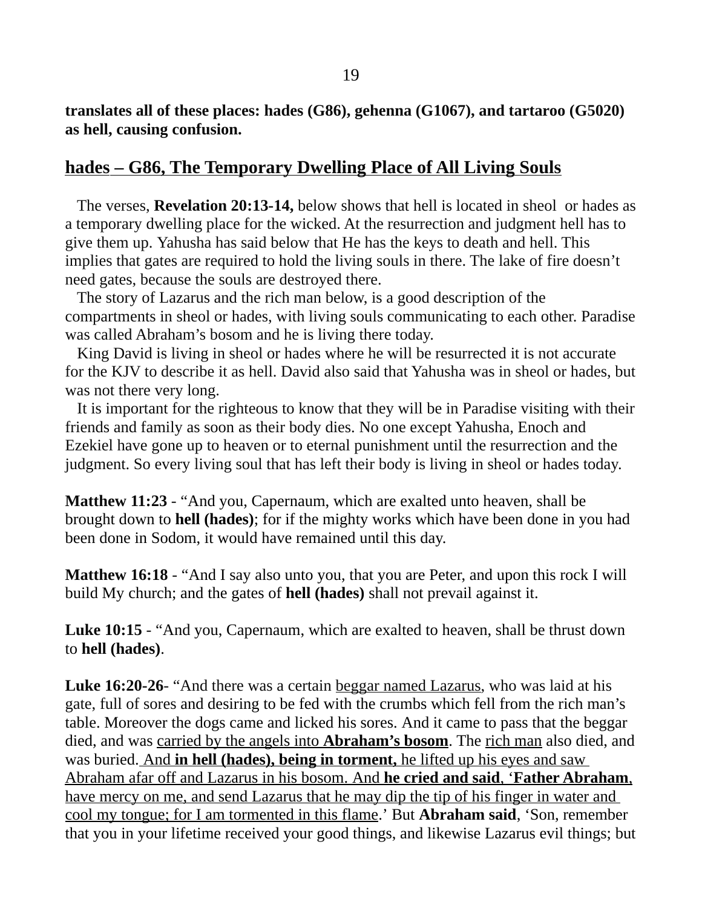**translates all of these places: hades (G86), gehenna (G1067), and tartaroo (G5020) as hell, causing confusion.**

## hades – G86, The Temporary Dwelling Place of All Living Souls

The verses, **Revelation 20:13-14,** below shows that hell is located in sheol or hades as a temporary dwelling place for the wicked. At the resurrection and judgment hell has to give them up. Yahusha has said below that He has the keys to death and hell. This implies that gates are required to hold the living souls in there. The lake of fire doesn't need gates, because the souls are destroyed there.

The story of Lazarus and the rich man below, is a good description of the compartments in sheol or hades, with living souls communicating to each other. Paradise was called Abraham's bosom and he is living there today.

King David is living in sheol or hades where he will be resurrected it is not accurate for the KJV to describe it as hell. David also said that Yahusha was in sheol or hades, but was not there very long.

It is important for the righteous to know that they will be in Paradise visiting with their friends and family as soon as their body dies. No one except Yahusha, Enoch and Ezekiel have gone up to heaven or to eternal punishment until the resurrection and the judgment. So every living soul that has left their body is living in sheol or hades today.

**Matthew 11:23** - "And you, Capernaum, which are exalted unto heaven, shall be brought down to **hell (hades)**; for if the mighty works which have been done in you had been done in Sodom, it would have remained until this day.

**Matthew 16:18** - "And I say also unto you, that you are Peter, and upon this rock I will build My church; and the gates of **hell (hades)** shall not prevail against it.

**Luke 10:15** - "And you, Capernaum, which are exalted to heaven, shall be thrust down to **hell (hades)**.

**Luke 16:20-26**- "And there was a certain beggar named Lazarus, who was laid at his gate, full of sores and desiring to be fed with the crumbs which fell from the rich man's table. Moreover the dogs came and licked his sores. And it came to pass that the beggar died, and was carried by the angels into **Abraham's bosom**. The rich man also died, and was buried. And **in hell (hades), being in torment,** he lifted up his eyes and saw Abraham afar off and Lazarus in his bosom. And **he cried and said**, '**Father Abraham**, have mercy on me, and send Lazarus that he may dip the tip of his finger in water and cool my tongue; for I am tormented in this flame.' But **Abraham said**, 'Son, remember that you in your lifetime received your good things, and likewise Lazarus evil things; but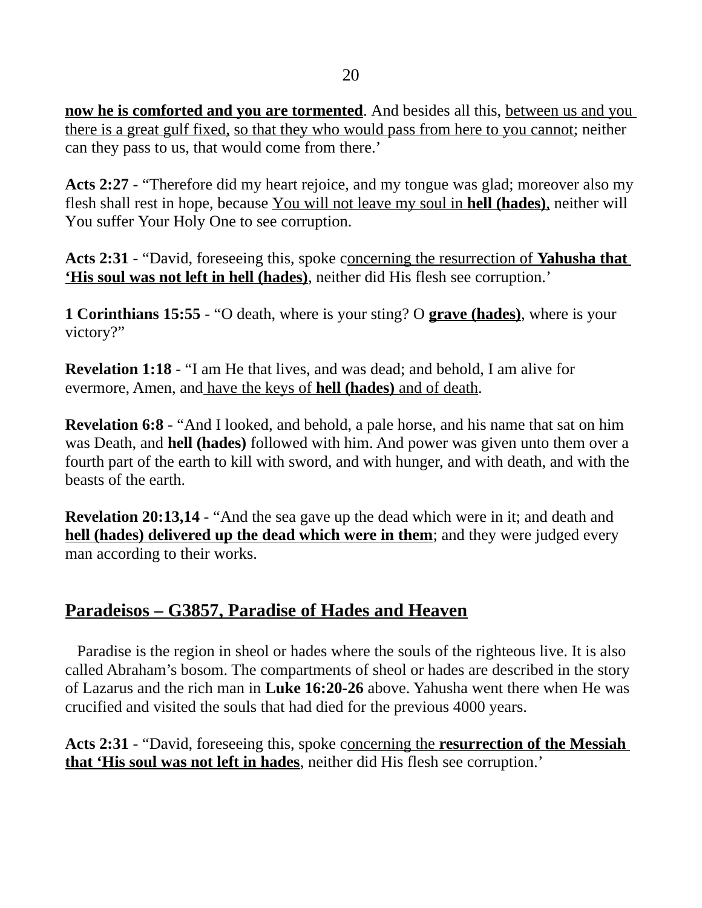**now he is comforted and you are tormented**. And besides all this, between us and you there is a great gulf fixed, so that they who would pass from here to you cannot; neither can they pass to us, that would come from there.’

**Acts 2:27** - “Therefore did my heart rejoice, and my tongue was glad; moreover also my flesh shall rest in hope, because You will not leave my soul in **hell (hades)**, neither will You suffer Your Holy One to see corruption.

**Acts 2:31** - “David, foreseeing this, spoke concerning the resurrection of **Yahusha that ‘His soul was not left in hell (hades)**, neither did His flesh see corruption.’

**1 Corinthians 15:55** - “O death, where is your sting? O **grave (hades)**, where is your victory?”

**Revelation 1:18** - “I am He that lives, and was dead; and behold, I am alive for evermore, Amen, and have the keys of **hell (hades)** and of death.

**Revelation 6:8** - “And I looked, and behold, a pale horse, and his name that sat on him was Death, and **hell (hades)** followed with him. And power was given unto them over a fourth part of the earth to kill with sword, and with hunger, and with death, and with the beasts of the earth.

**Revelation 20:13,14** - “And the sea gave up the dead which were in it; and death and **hell (hades) delivered up the dead which were in them**; and they were judged every man according to their works.

## Paradeisos – G3857, Paradise of Hades and Heaven

Paradise is the region in sheol or hades where the souls of the righteous live. It is also called Abraham’s bosom. The compartments of sheol or hades are described in the story of Lazarus and the rich man in **Luke 16:20-26** above. Yahusha went there when He was crucified and visited the souls that had died for the previous 4000 years.

**Acts 2:31** - “David, foreseeing this, spoke concerning the **resurrection of the Messiah that ‘His soul was not left in hades**, neither did His flesh see corruption.’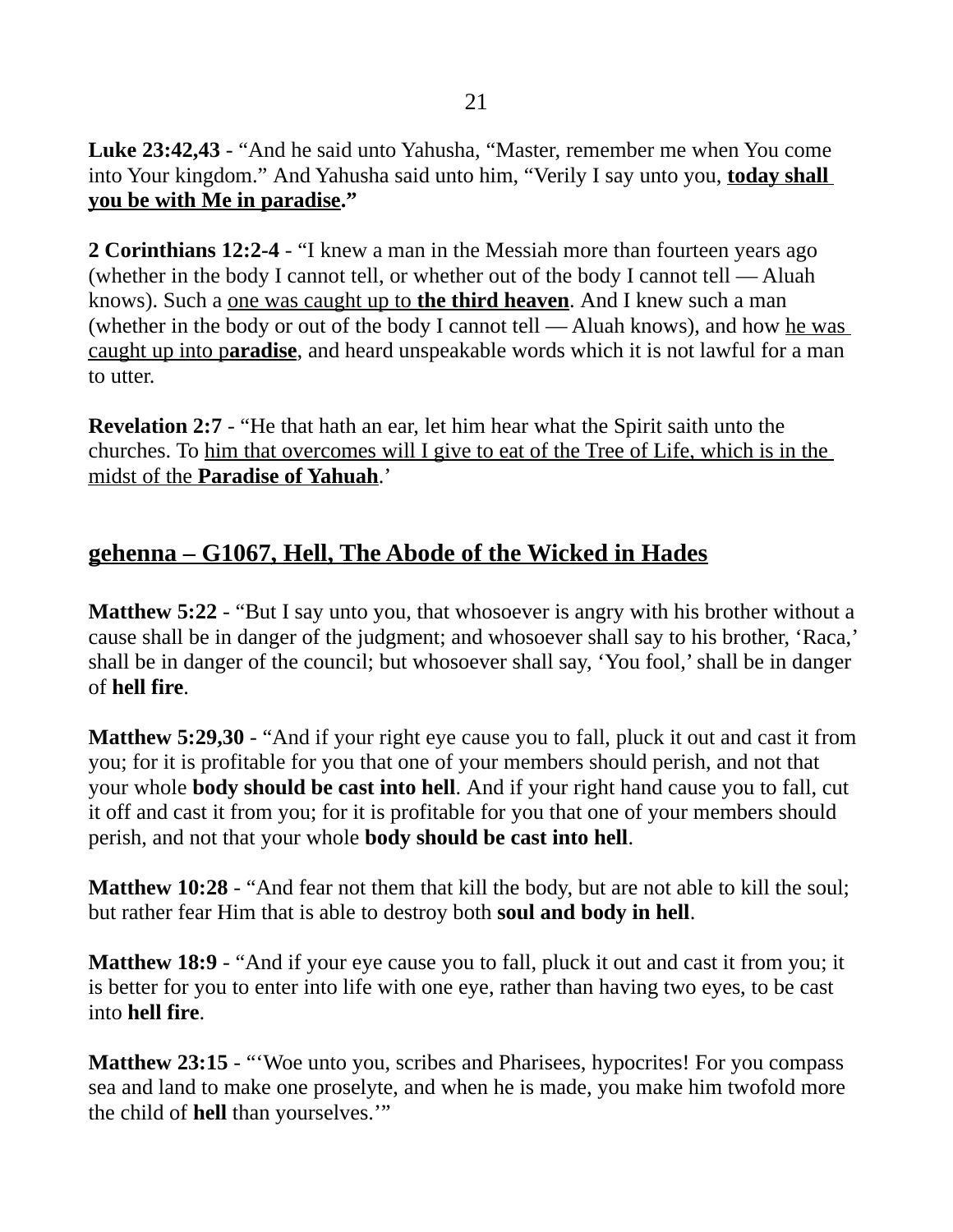**Luke 23:42,43** - "And he said unto Yahusha, "Master, remember me when You come into Your kingdom." And Yahusha said unto him, "Verily I say unto you, <u>**today shall you be with Me in paradise**</u>**."**

**2 Corinthians 12:2-4** - "I knew a man in the Messiah more than fourteen years ago (whether in the body I cannot tell, or whether out of the body I cannot tell — Aluah knows). Such a <u>one was caught up to **the third heaven**</u>. And I knew such a man (whether in the body or out of the body I cannot tell — Aluah knows), and how <u>he was caught up into p**aradise**</u>, and heard unspeakable words which it is not lawful for a man to utter.

**Revelation 2:7** - "He that hath an ear, let him hear what the Spirit saith unto the churches. To <u>him that overcomes will I give to eat of the Tree of Life, which is in the midst of the **Paradise of Yahuah**</u>.'

## <u>gehenna – G1067, Hell, The Abode of the Wicked in Hades</u>

**Matthew 5:22** - "But I say unto you, that whosoever is angry with his brother without a cause shall be in danger of the judgment; and whosoever shall say to his brother, 'Raca,' shall be in danger of the council; but whosoever shall say, 'You fool,' shall be in danger of **hell fire**.

**Matthew 5:29,30** - "And if your right eye cause you to fall, pluck it out and cast it from you; for it is profitable for you that one of your members should perish, and not that your whole **body should be cast into hell**. And if your right hand cause you to fall, cut it off and cast it from you; for it is profitable for you that one of your members should perish, and not that your whole **body should be cast into hell**.

**Matthew 10:28** - "And fear not them that kill the body, but are not able to kill the soul; but rather fear Him that is able to destroy both **soul and body in hell**.

**Matthew 18:9** - "And if your eye cause you to fall, pluck it out and cast it from you; it is better for you to enter into life with one eye, rather than having two eyes, to be cast into **hell fire**.

**Matthew 23:15** - "'Woe unto you, scribes and Pharisees, hypocrites! For you compass sea and land to make one proselyte, and when he is made, you make him twofold more the child of **hell** than yourselves.'"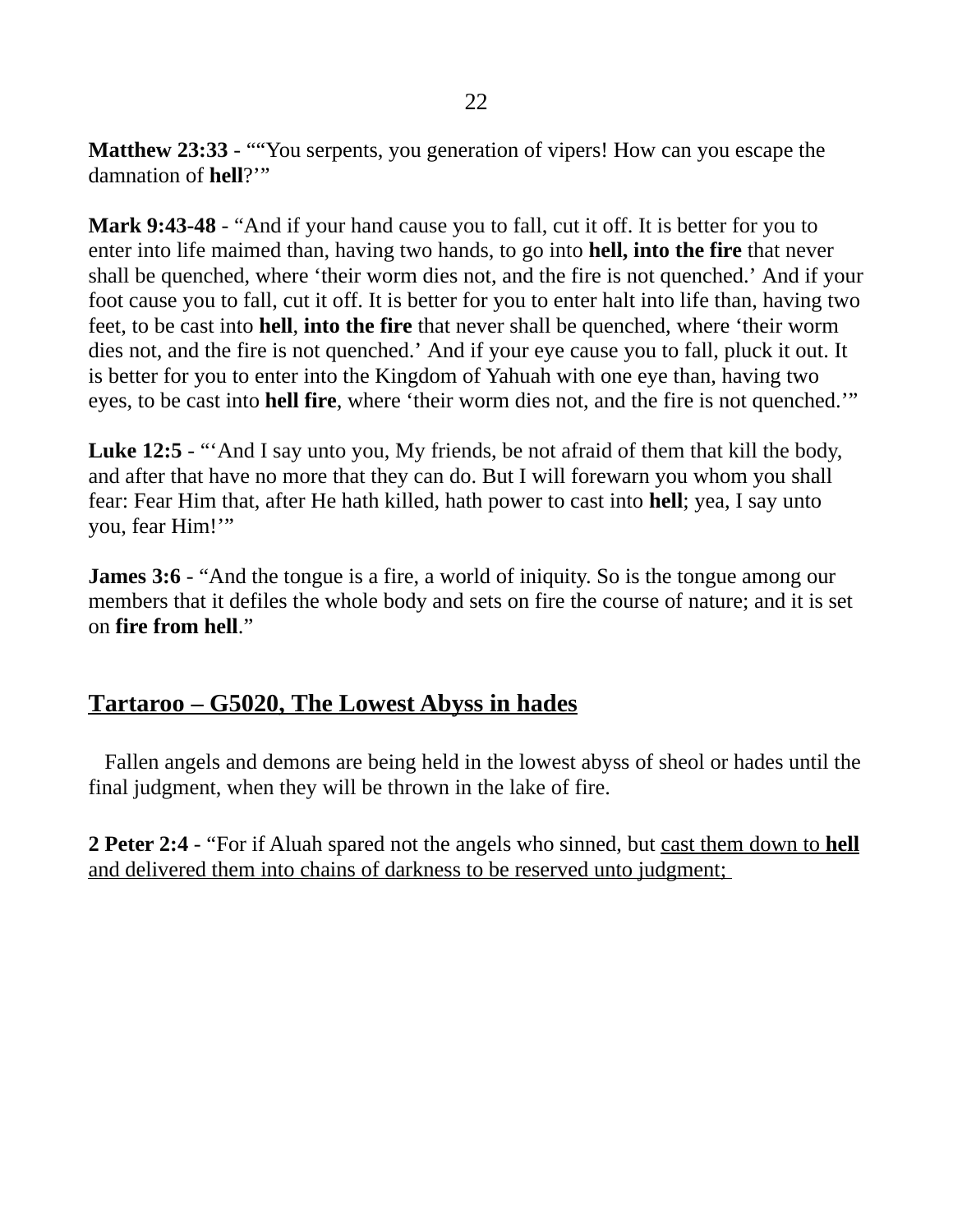**Matthew 23:33** - ""You serpents, you generation of vipers! How can you escape the damnation of **hell**?'"

**Mark 9:43-48** - "And if your hand cause you to fall, cut it off. It is better for you to enter into life maimed than, having two hands, to go into **hell, into the fire** that never shall be quenched, where 'their worm dies not, and the fire is not quenched.' And if your foot cause you to fall, cut it off. It is better for you to enter halt into life than, having two feet, to be cast into **hell**, **into the fire** that never shall be quenched, where 'their worm dies not, and the fire is not quenched.' And if your eye cause you to fall, pluck it out. It is better for you to enter into the Kingdom of Yahuah with one eye than, having two eyes, to be cast into **hell fire**, where 'their worm dies not, and the fire is not quenched.'"

**Luke 12:5** - "'And I say unto you, My friends, be not afraid of them that kill the body, and after that have no more that they can do. But I will forewarn you whom you shall fear: Fear Him that, after He hath killed, hath power to cast into **hell**; yea, I say unto you, fear Him!'"

**James 3:6** - "And the tongue is a fire, a world of iniquity. So is the tongue among our members that it defiles the whole body and sets on fire the course of nature; and it is set on **fire from hell**."

## Tartaroo – G5020, The Lowest Abyss in hades

Fallen angels and demons are being held in the lowest abyss of sheol or hades until the final judgment, when they will be thrown in the lake of fire.

**2 Peter 2:4** - "For if Aluah spared not the angels who sinned, but <u>cast them down to **hell** and delivered them into chains of darkness to be reserved unto judgment;</u>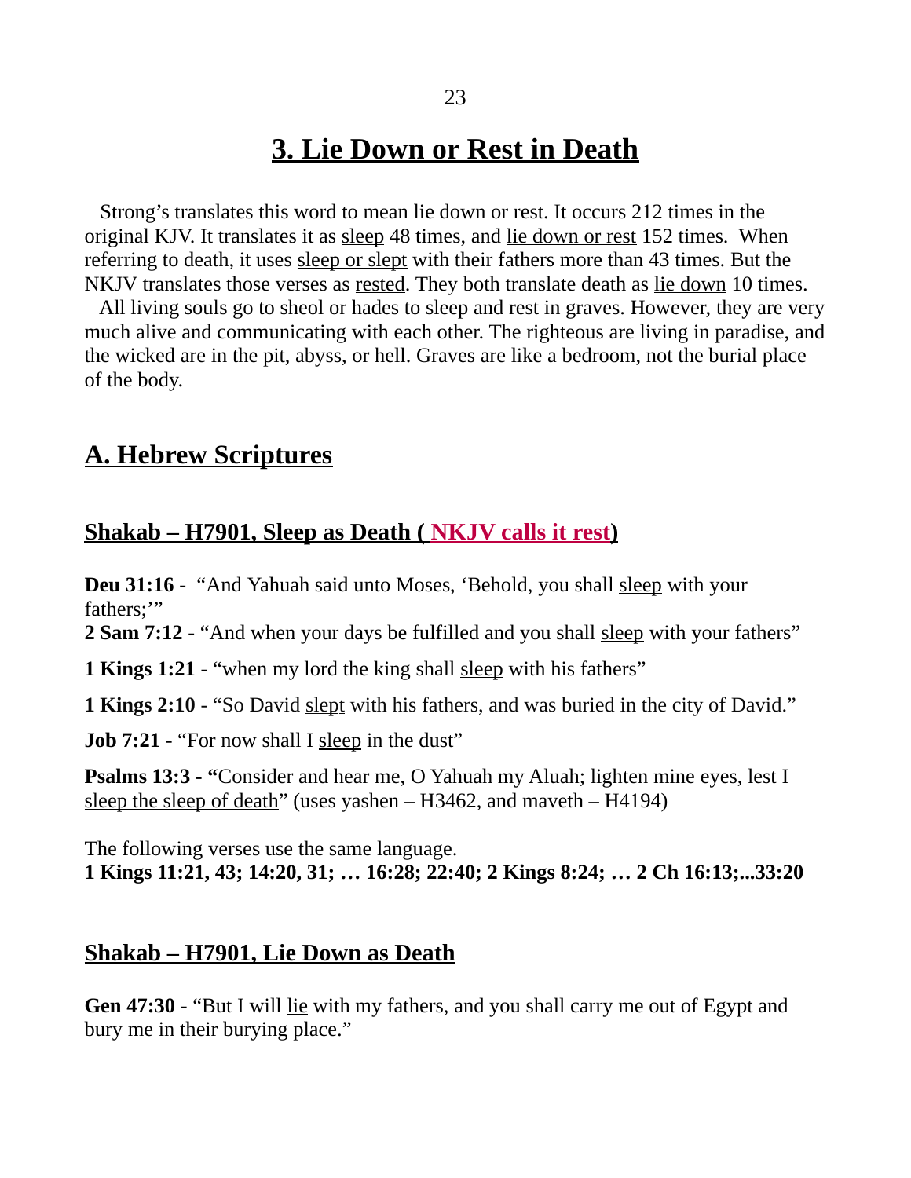# 3. Lie Down or Rest in Death

Strong's translates this word to mean lie down or rest. It occurs 212 times in the original KJV. It translates it as sleep 48 times, and lie down or rest 152 times. When referring to death, it uses sleep or slept with their fathers more than 43 times. But the NKJV translates those verses as rested. They both translate death as lie down 10 times.

All living souls go to sheol or hades to sleep and rest in graves. However, they are very much alive and communicating with each other. The righteous are living in paradise, and the wicked are in the pit, abyss, or hell. Graves are like a bedroom, not the burial place of the body.

## A. Hebrew Scriptures

### Shakab – H7901, Sleep as Death ( NKJV calls it rest)

**Deu 31:16** - "And Yahuah said unto Moses, 'Behold, you shall sleep with your fathers;'"

**2 Sam 7:12** - "And when your days be fulfilled and you shall sleep with your fathers"

**1 Kings 1:21** - "when my lord the king shall sleep with his fathers"

**1 Kings 2:10** - "So David slept with his fathers, and was buried in the city of David."

**Job 7:21** - "For now shall I sleep in the dust"

**Psalms 13:3 - "**Consider and hear me, O Yahuah my Aluah; lighten mine eyes, lest I sleep the sleep of death" (uses yashen – H3462, and maveth – H4194)

The following verses use the same language.
**1 Kings 11:21, 43; 14:20, 31; … 16:28; 22:40; 2 Kings 8:24; … 2 Ch 16:13;...33:20**

### Shakab – H7901, Lie Down as Death

**Gen 47:30** - "But I will lie with my fathers, and you shall carry me out of Egypt and bury me in their burying place."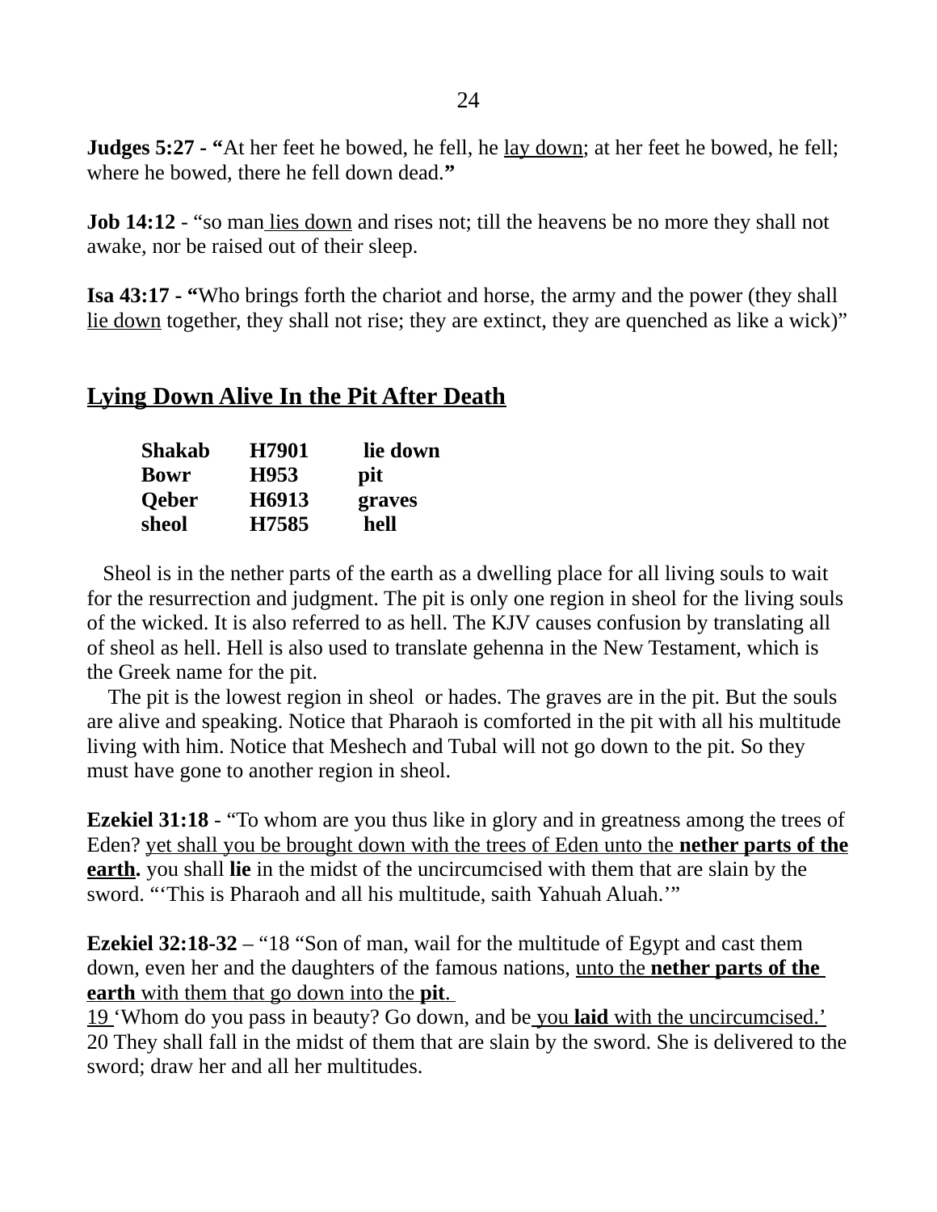**Judges 5:27 - "**At her feet he bowed, he fell, he lay down; at her feet he bowed, he fell; where he bowed, there he fell down dead.**"**

**Job 14:12** - "so man lies down and rises not; till the heavens be no more they shall not awake, nor be raised out of their sleep.

**Isa 43:17 - "**Who brings forth the chariot and horse, the army and the power (they shall lie down together, they shall not rise; they are extinct, they are quenched as like a wick)"

## Lying Down Alive In the Pit After Death

| | | |
|---|---|---|
| **Shakab** | **H7901** | **lie down** |
| **Bowr** | **H953** | **pit** |
| **Qeber** | **H6913** | **graves** |
| **sheol** | **H7585** | **hell** |

Sheol is in the nether parts of the earth as a dwelling place for all living souls to wait for the resurrection and judgment. The pit is only one region in sheol for the living souls of the wicked. It is also referred to as hell. The KJV causes confusion by translating all of sheol as hell. Hell is also used to translate gehenna in the New Testament, which is the Greek name for the pit.

The pit is the lowest region in sheol or hades. The graves are in the pit. But the souls are alive and speaking. Notice that Pharaoh is comforted in the pit with all his multitude living with him. Notice that Meshech and Tubal will not go down to the pit. So they must have gone to another region in sheol.

**Ezekiel 31:18** - "To whom are you thus like in glory and in greatness among the trees of Eden? yet shall you be brought down with the trees of Eden unto the **nether parts of the earth.** you shall **lie** in the midst of the uncircumcised with them that are slain by the sword. "'This is Pharaoh and all his multitude, saith Yahuah Aluah.'"

**Ezekiel 32:18-32** – "18 "Son of man, wail for the multitude of Egypt and cast them down, even her and the daughters of the famous nations, unto the **nether parts of the earth** with them that go down into the **pit**.
19 'Whom do you pass in beauty? Go down, and be you **laid** with the uncircumcised.'
20 They shall fall in the midst of them that are slain by the sword. She is delivered to the sword; draw her and all her multitudes.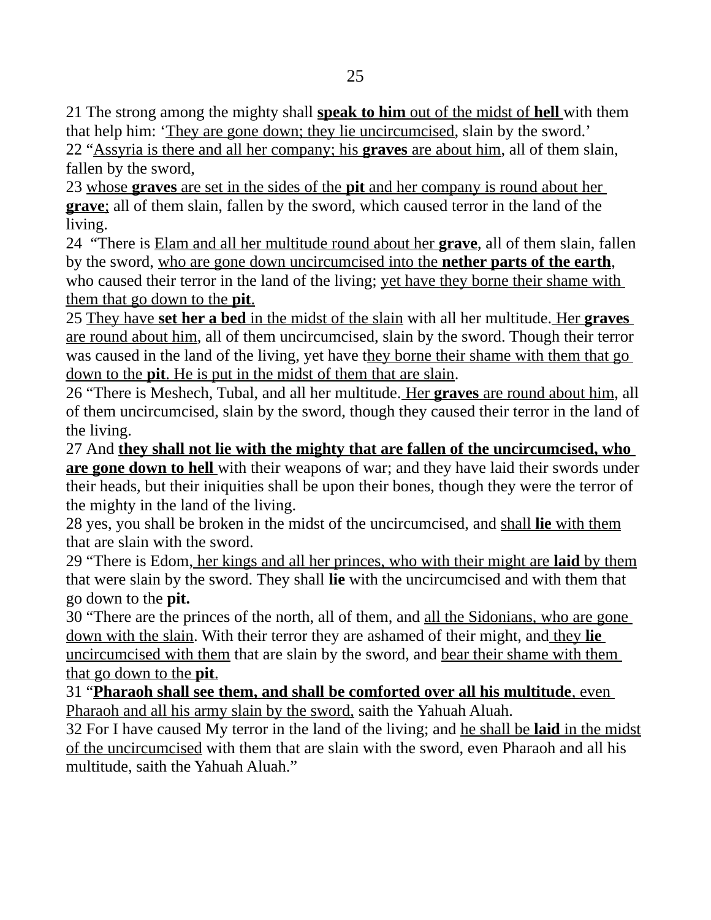21 The strong among the mighty shall **speak to him** out of the midst of **hell** with them that help him: 'They are gone down; they lie uncircumcised, slain by the sword.'
22 "Assyria is there and all her company; his **graves** are about him, all of them slain, fallen by the sword,
23 whose **graves** are set in the sides of the **pit** and her company is round about her **grave**; all of them slain, fallen by the sword, which caused terror in the land of the living.
24 "There is Elam and all her multitude round about her **grave**, all of them slain, fallen by the sword, who are gone down uncircumcised into the **nether parts of the earth**, who caused their terror in the land of the living; yet have they borne their shame with them that go down to the **pit**.
25 They have **set her a bed** in the midst of the slain with all her multitude. Her **graves** are round about him, all of them uncircumcised, slain by the sword. Though their terror was caused in the land of the living, yet have they borne their shame with them that go down to the **pit**. He is put in the midst of them that are slain.
26 "There is Meshech, Tubal, and all her multitude. Her **graves** are round about him, all of them uncircumcised, slain by the sword, though they caused their terror in the land of the living.
27 And **they shall not lie with the mighty that are fallen of the uncircumcised, who are gone down to hell** with their weapons of war; and they have laid their swords under their heads, but their iniquities shall be upon their bones, though they were the terror of the mighty in the land of the living.
28 yes, you shall be broken in the midst of the uncircumcised, and shall **lie** with them that are slain with the sword.
29 "There is Edom, her kings and all her princes, who with their might are **laid** by them that were slain by the sword. They shall **lie** with the uncircumcised and with them that go down to the **pit.**
30 "There are the princes of the north, all of them, and all the Sidonians, who are gone down with the slain. With their terror they are ashamed of their might, and they **lie** uncircumcised with them that are slain by the sword, and bear their shame with them that go down to the **pit**.
31 "**Pharaoh shall see them, and shall be comforted over all his multitude**, even Pharaoh and all his army slain by the sword, saith the Yahuah Aluah.
32 For I have caused My terror in the land of the living; and he shall be **laid** in the midst of the uncircumcised with them that are slain with the sword, even Pharaoh and all his multitude, saith the Yahuah Aluah."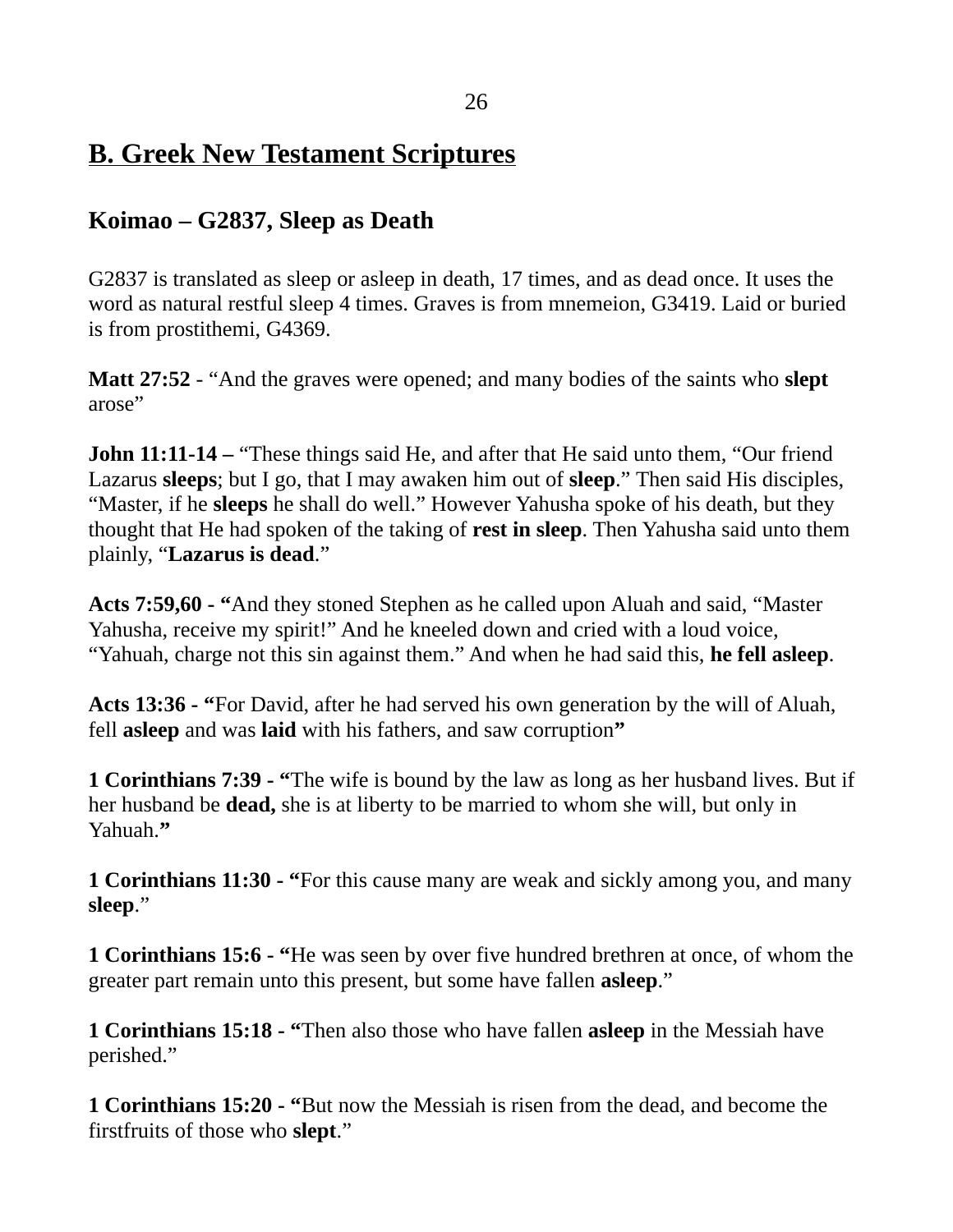## B. Greek New Testament Scriptures

### Koimao – G2837, Sleep as Death

G2837 is translated as sleep or asleep in death, 17 times, and as dead once. It uses the word as natural restful sleep 4 times. Graves is from mnemeion, G3419. Laid or buried is from prostithemi, G4369.

**Matt 27:52** - "And the graves were opened; and many bodies of the saints who **slept** arose"

**John 11:11-14 –** "These things said He, and after that He said unto them, "Our friend Lazarus **sleeps**; but I go, that I may awaken him out of **sleep**." Then said His disciples, "Master, if he **sleeps** he shall do well." However Yahusha spoke of his death, but they thought that He had spoken of the taking of **rest in sleep**. Then Yahusha said unto them plainly, "**Lazarus is dead**."

**Acts 7:59,60 - "**And they stoned Stephen as he called upon Aluah and said, "Master Yahusha, receive my spirit!" And he kneeled down and cried with a loud voice, "Yahuah, charge not this sin against them." And when he had said this, **he fell asleep**.

**Acts 13:36 - "**For David, after he had served his own generation by the will of Aluah, fell **asleep** and was **laid** with his fathers, and saw corruption**"**

**1 Corinthians 7:39 - "**The wife is bound by the law as long as her husband lives. But if her husband be **dead,** she is at liberty to be married to whom she will, but only in Yahuah.**"**

**1 Corinthians 11:30 - "**For this cause many are weak and sickly among you, and many **sleep**."

**1 Corinthians 15:6 - "**He was seen by over five hundred brethren at once, of whom the greater part remain unto this present, but some have fallen **asleep**."

**1 Corinthians 15:18 - "**Then also those who have fallen **asleep** in the Messiah have perished."

**1 Corinthians 15:20 - "**But now the Messiah is risen from the dead, and become the firstfruits of those who **slept**."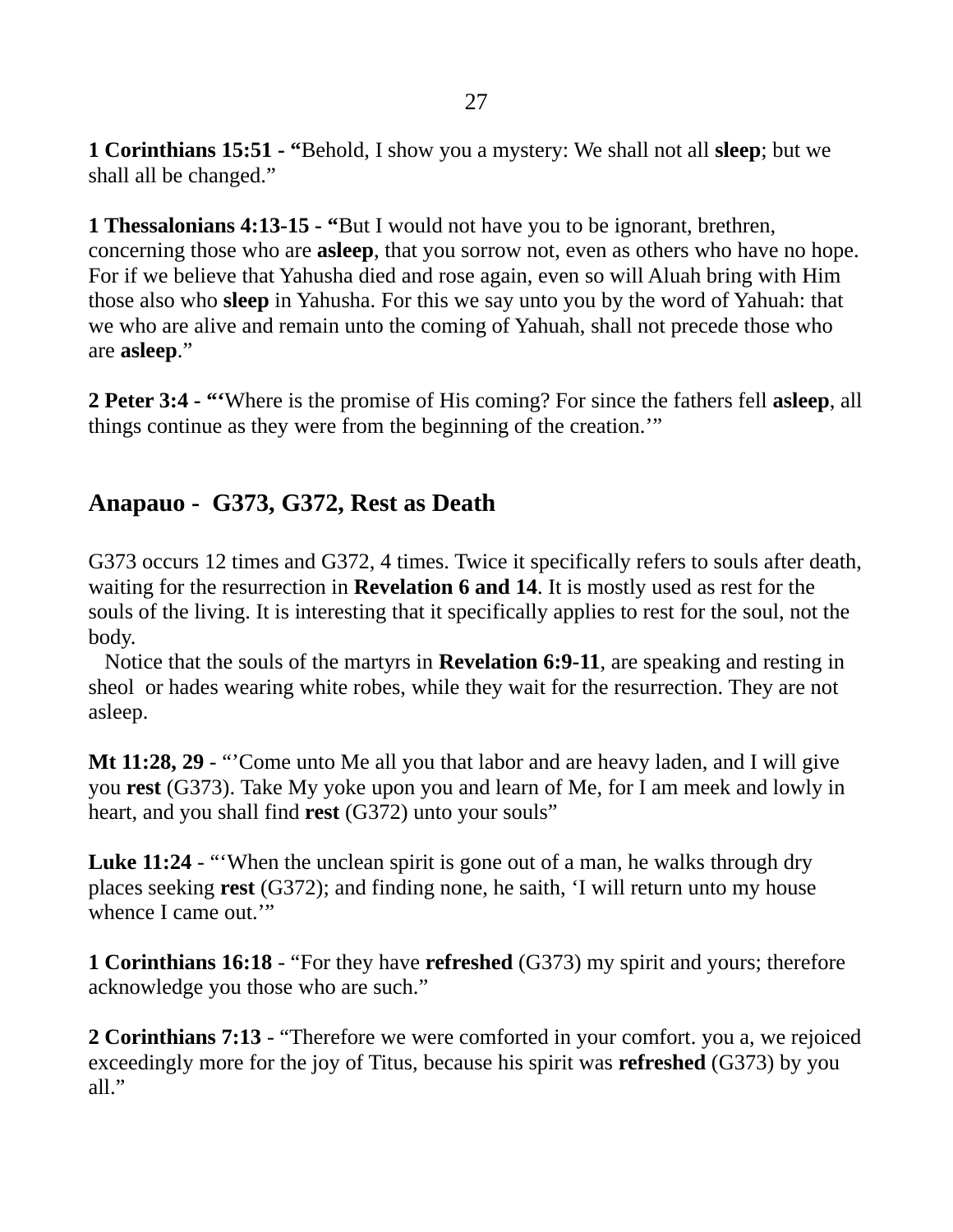**1 Corinthians 15:51 - "**Behold, I show you a mystery: We shall not all **sleep**; but we shall all be changed."

**1 Thessalonians 4:13-15 - "**But I would not have you to be ignorant, brethren, concerning those who are **asleep**, that you sorrow not, even as others who have no hope. For if we believe that Yahusha died and rose again, even so will Aluah bring with Him those also who **sleep** in Yahusha. For this we say unto you by the word of Yahuah: that we who are alive and remain unto the coming of Yahuah, shall not precede those who are **asleep**."

**2 Peter 3:4 - "'**Where is the promise of His coming? For since the fathers fell **asleep**, all things continue as they were from the beginning of the creation.'"

## Anapauo - G373, G372, Rest as Death

G373 occurs 12 times and G372, 4 times. Twice it specifically refers to souls after death, waiting for the resurrection in **Revelation 6 and 14**. It is mostly used as rest for the souls of the living. It is interesting that it specifically applies to rest for the soul, not the body.

Notice that the souls of the martyrs in **Revelation 6:9-11**, are speaking and resting in sheol or hades wearing white robes, while they wait for the resurrection. They are not asleep.

**Mt 11:28, 29** - "'Come unto Me all you that labor and are heavy laden, and I will give you **rest** (G373). Take My yoke upon you and learn of Me, for I am meek and lowly in heart, and you shall find **rest** (G372) unto your souls"

**Luke 11:24** - "'When the unclean spirit is gone out of a man, he walks through dry places seeking **rest** (G372); and finding none, he saith, 'I will return unto my house whence I came out.'"

**1 Corinthians 16:18** - "For they have **refreshed** (G373) my spirit and yours; therefore acknowledge you those who are such."

**2 Corinthians 7:13** - "Therefore we were comforted in your comfort. you a, we rejoiced exceedingly more for the joy of Titus, because his spirit was **refreshed** (G373) by you all."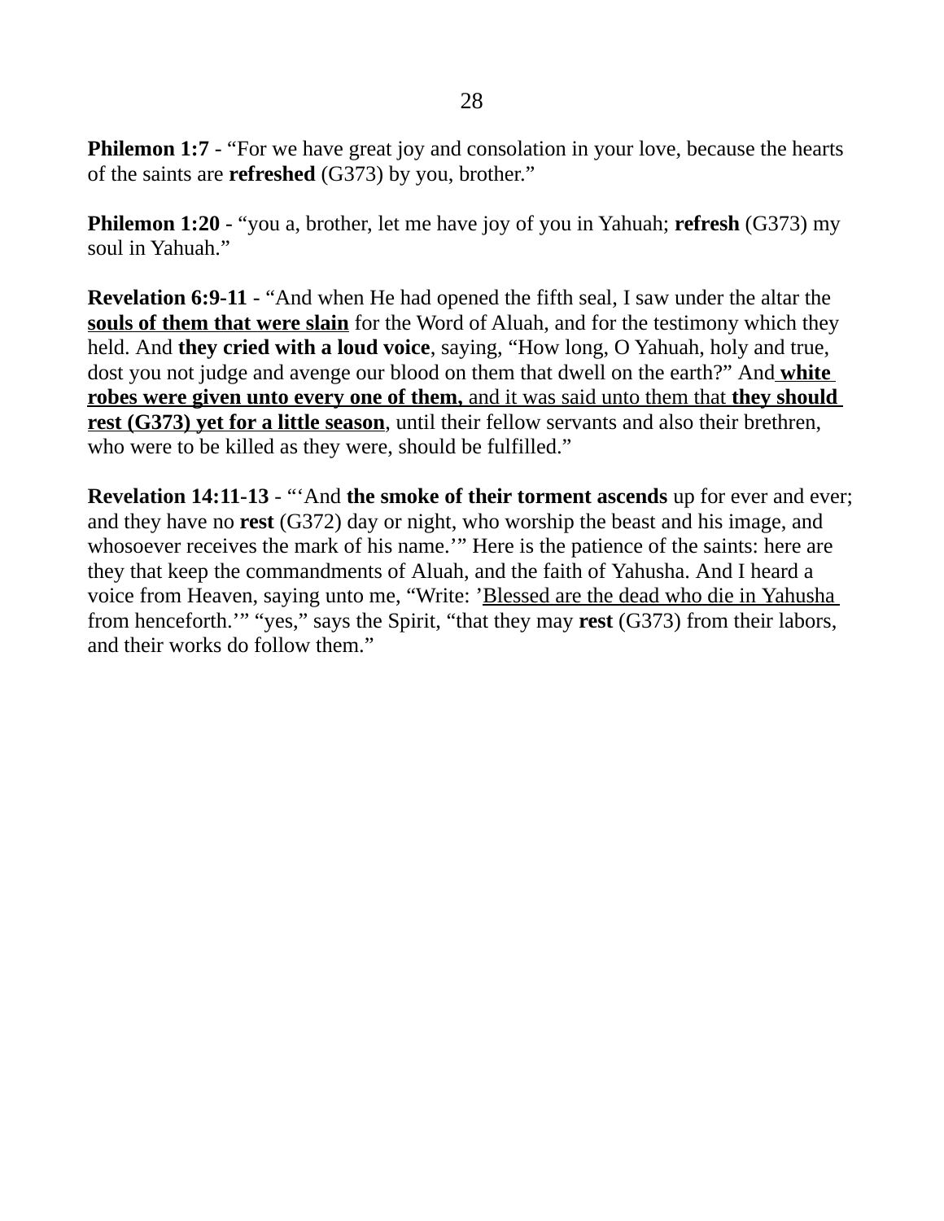**Philemon 1:7** - “For we have great joy and consolation in your love, because the hearts of the saints are **refreshed** (G373) by you, brother.”

**Philemon 1:20** - “you a, brother, let me have joy of you in Yahuah; **refresh** (G373) my soul in Yahuah.”

**Revelation 6:9-11** - “And when He had opened the fifth seal, I saw under the altar the <u>**souls of them that were slain**</u> for the Word of Aluah, and for the testimony which they held. And **they cried with a loud voice**, saying, “How long, O Yahuah, holy and true, dost you not judge and avenge our blood on them that dwell on the earth?” And <u>**white robes were given unto every one of them,** and it was said unto them that **they should rest (G373) yet for a little season**</u>, until their fellow servants and also their brethren, who were to be killed as they were, should be fulfilled.”

**Revelation 14:11-13** - “‘And **the smoke of their torment ascends** up for ever and ever; and they have no **rest** (G372) day or night, who worship the beast and his image, and whosoever receives the mark of his name.’” Here is the patience of the saints: here are they that keep the commandments of Aluah, and the faith of Yahusha. And I heard a voice from Heaven, saying unto me, “Write: ’<u>Blessed are the dead who die in Yahusha</u> from henceforth.’” “yes,” says the Spirit, “that they may **rest** (G373) from their labors, and their works do follow them.”